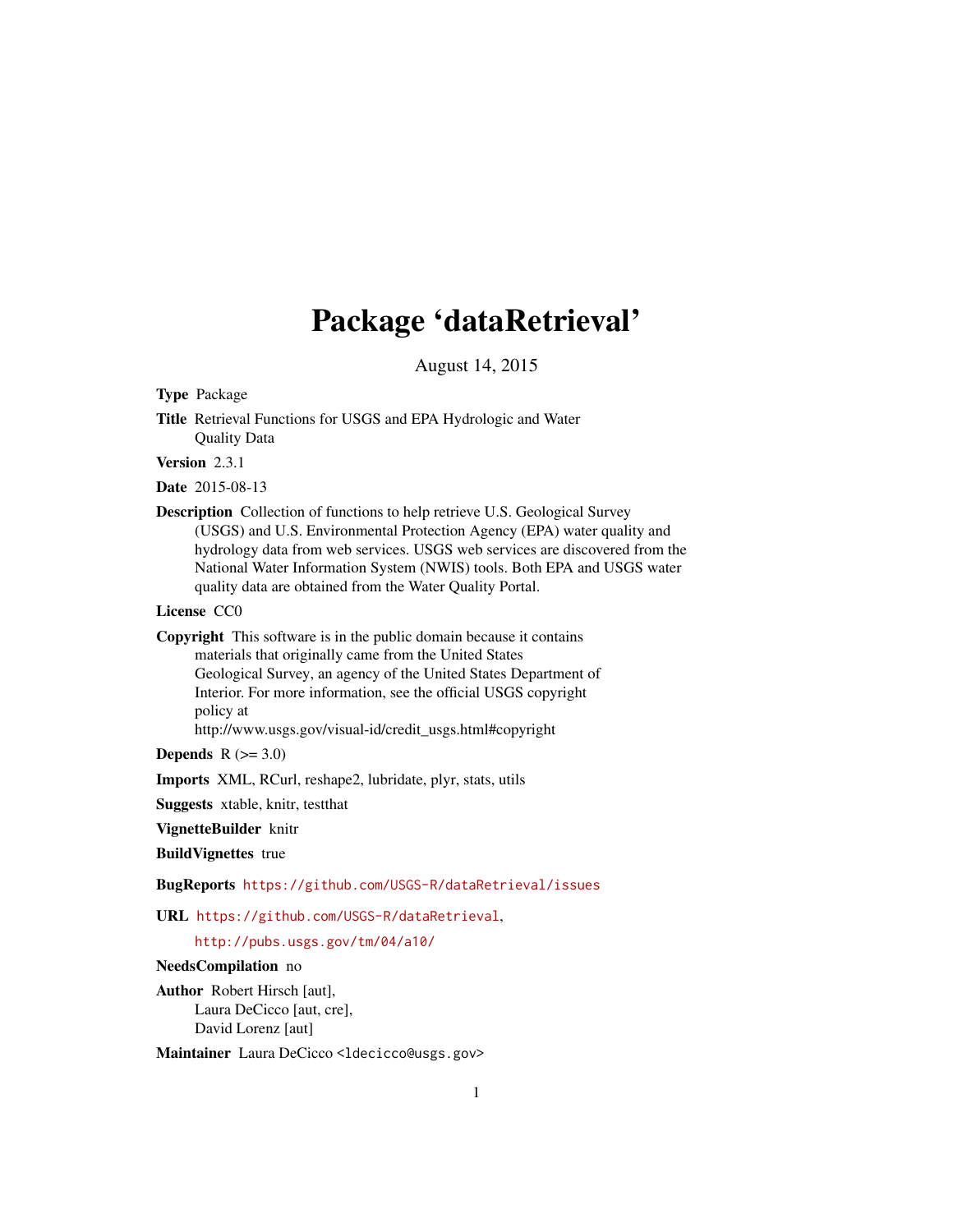# Package 'dataRetrieval'

August 14, 2015

**Type** Package

**Title** Retrieval Functions for USGS and EPA Hydrologic and Water Quality Data

**Version** 2.3.1

**Date** 2015-08-13

**Description** Collection of functions to help retrieve U.S. Geological Survey (USGS) and U.S. Environmental Protection Agency (EPA) water quality and hydrology data from web services. USGS web services are discovered from the National Water Information System (NWIS) tools. Both EPA and USGS water quality data are obtained from the Water Quality Portal.

**License** CC0

**Copyright** This software is in the public domain because it contains materials that originally came from the United States Geological Survey, an agency of the United States Department of Interior. For more information, see the official USGS copyright policy at http://www.usgs.gov/visual-id/credit_usgs.html#copyright

**Depends** R (>= 3.0)

**Imports** XML, RCurl, reshape2, lubridate, plyr, stats, utils

**Suggests** xtable, knitr, testthat

**VignetteBuilder** knitr

**BuildVignettes** true

**BugReports** https://github.com/USGS-R/dataRetrieval/issues

**URL** https://github.com/USGS-R/dataRetrieval,
http://pubs.usgs.gov/tm/04/a10/

**NeedsCompilation** no

**Author** Robert Hirsch [aut],
Laura DeCicco [aut, cre],
David Lorenz [aut]

**Maintainer** Laura DeCicco <ldecicco@usgs.gov>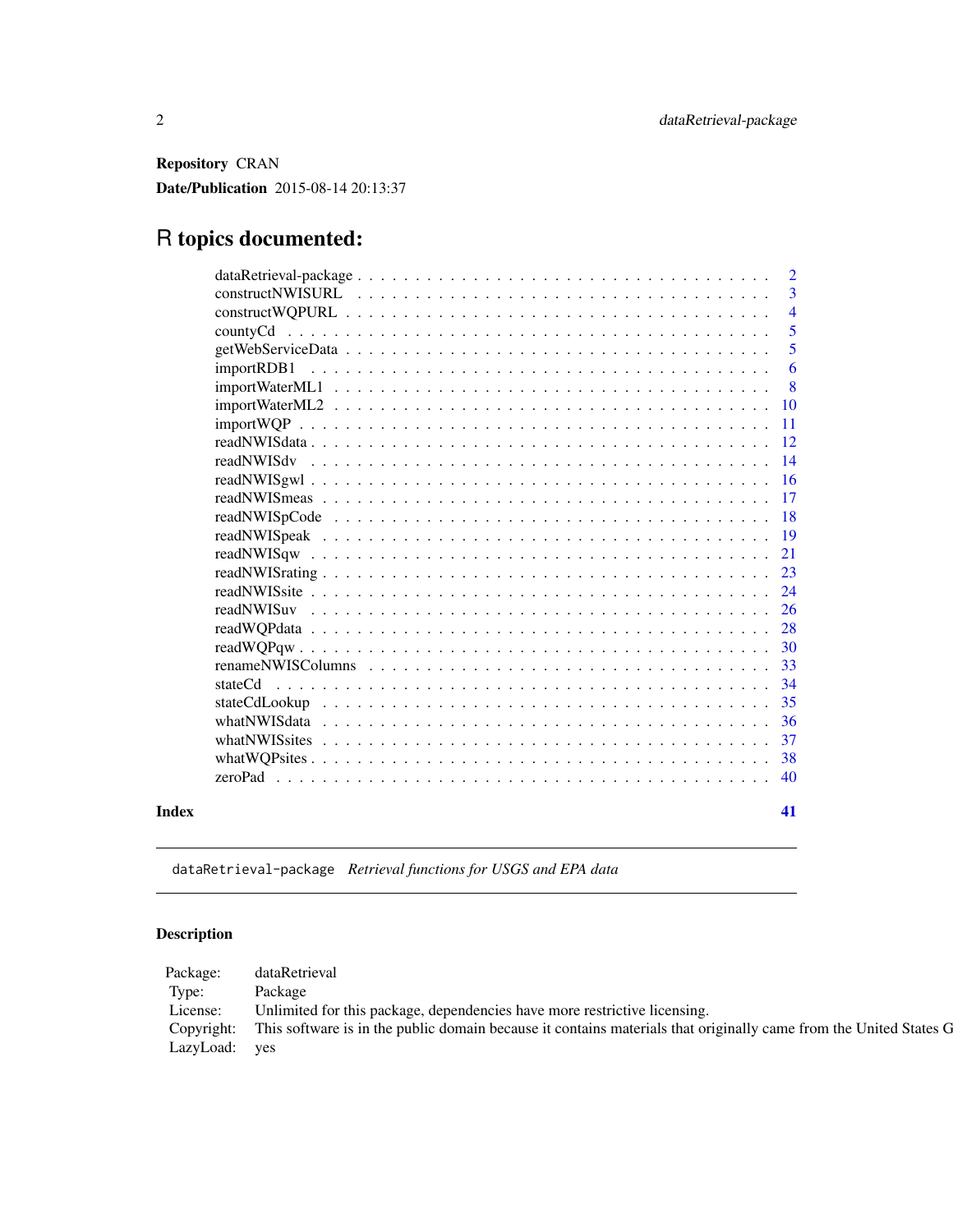**Repository** CRAN

**Date/Publication** 2015-08-14 20:13:37

# R topics documented:

| | |
|---|---|
| dataRetrieval-package | 2 |
| constructNWISURL | 3 |
| constructWQPURL | 4 |
| countyCd | 5 |
| getWebServiceData | 5 |
| importRDB1 | 6 |
| importWaterML1 | 8 |
| importWaterML2 | 10 |
| importWQP | 11 |
| readNWISdata | 12 |
| readNWISdv | 14 |
| readNWISgwl | 16 |
| readNWISmeas | 17 |
| readNWISpCode | 18 |
| readNWISpeak | 19 |
| readNWISqw | 21 |
| readNWISrating | 23 |
| readNWISsite | 24 |
| readNWISuv | 26 |
| readWQPdata | 28 |
| readWQPqw | 30 |
| renameNWISColumns | 33 |
| stateCd | 34 |
| stateCdLookup | 35 |
| whatNWISdata | 36 |
| whatNWISsites | 37 |
| whatWQPsites | 38 |
| zeroPad | 40 |

**Index** **41**

---

`dataRetrieval-package` *Retrieval functions for USGS and EPA data*

---

## Description

| | |
|---|---|
| Package: | dataRetrieval |
| Type: | Package |
| License: | Unlimited for this package, dependencies have more restrictive licensing. |
| Copyright: | This software is in the public domain because it contains materials that originally came from the United States G |
| LazyLoad: | yes |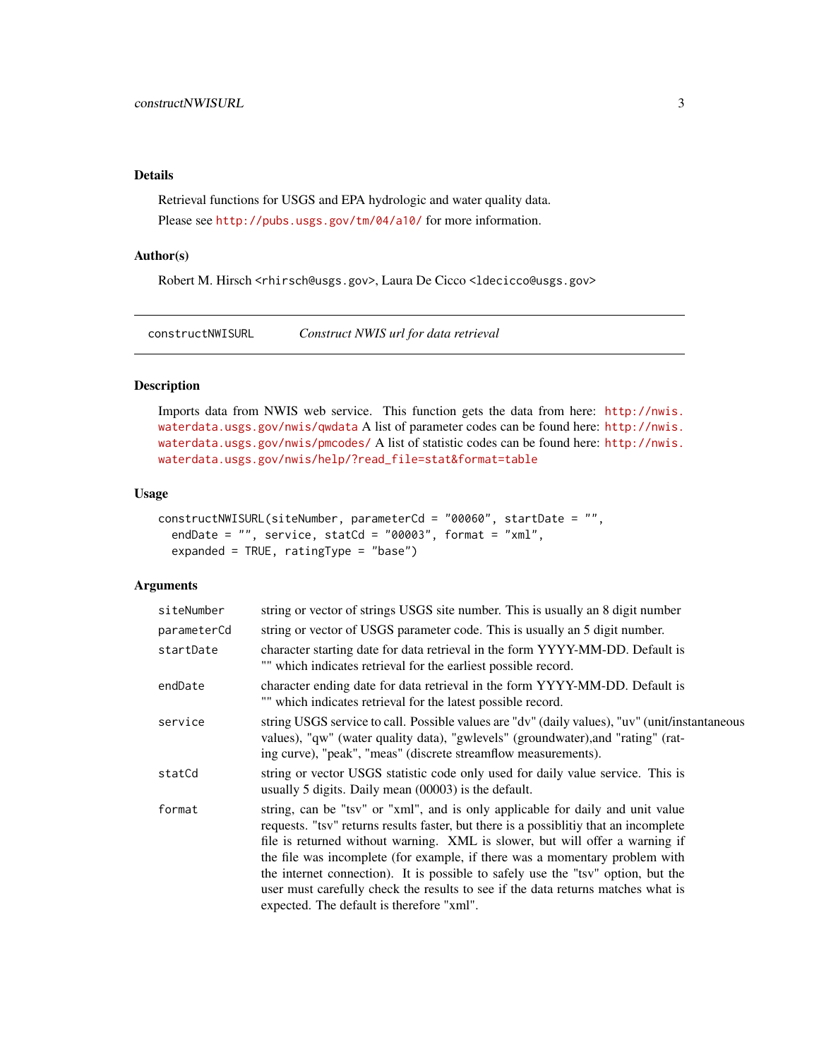### Details

Retrieval functions for USGS and EPA hydrologic and water quality data.

Please see http://pubs.usgs.gov/tm/04/a10/ for more information.

### Author(s)

Robert M. Hirsch <rhirsch@usgs.gov>, Laura De Cicco <ldecicco@usgs.gov>

---

## constructNWISURL *Construct NWIS url for data retrieval*

---

### Description

Imports data from NWIS web service. This function gets the data from here: http://nwis.waterdata.usgs.gov/nwis/qwdata A list of parameter codes can be found here: http://nwis.waterdata.usgs.gov/nwis/pmcodes/ A list of statistic codes can be found here: http://nwis.waterdata.usgs.gov/nwis/help/?read_file=stat&format=table

### Usage

```
constructNWISURL(siteNumber, parameterCd = "00060", startDate = "",
  endDate = "", service, statCd = "00003", format = "xml",
  expanded = TRUE, ratingType = "base")
```

### Arguments

| | |
|---|---|
| siteNumber | string or vector of strings USGS site number. This is usually an 8 digit number |
| parameterCd | string or vector of USGS parameter code. This is usually an 5 digit number. |
| startDate | character starting date for data retrieval in the form YYYY-MM-DD. Default is "" which indicates retrieval for the earliest possible record. |
| endDate | character ending date for data retrieval in the form YYYY-MM-DD. Default is "" which indicates retrieval for the latest possible record. |
| service | string USGS service to call. Possible values are "dv" (daily values), "uv" (unit/instantaneous values), "qw" (water quality data), "gwlevels" (groundwater),and "rating" (rating curve), "peak", "meas" (discrete streamflow measurements). |
| statCd | string or vector USGS statistic code only used for daily value service. This is usually 5 digits. Daily mean (00003) is the default. |
| format | string, can be "tsv" or "xml", and is only applicable for daily and unit value requests. "tsv" returns results faster, but there is a possiblitiy that an incomplete file is returned without warning. XML is slower, but will offer a warning if the file was incomplete (for example, if there was a momentary problem with the internet connection). It is possible to safely use the "tsv" option, but the user must carefully check the results to see if the data returns matches what is expected. The default is therefore "xml". |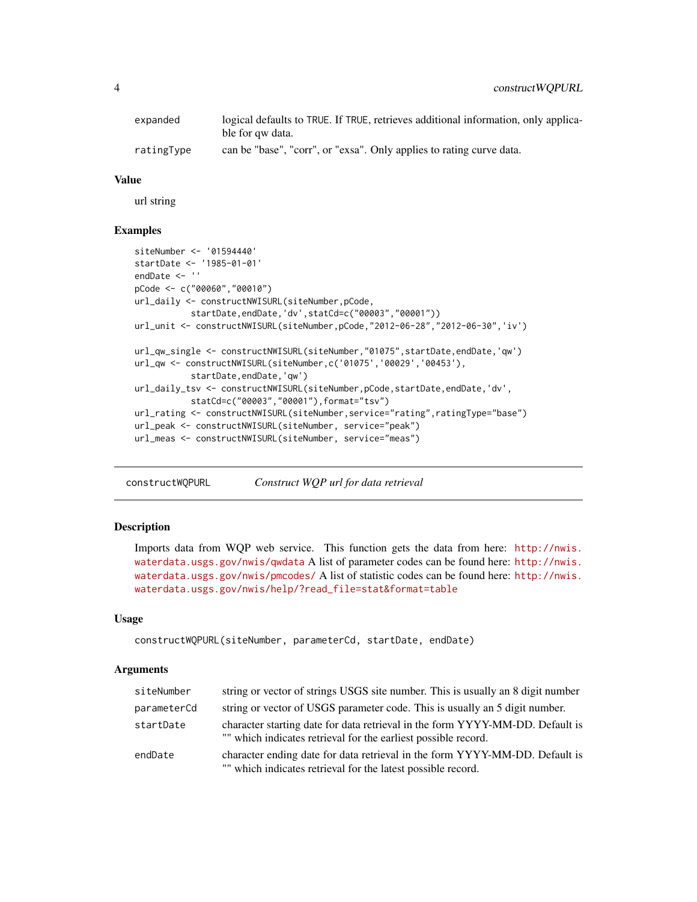| | |
|---|---|
| expanded | logical defaults to TRUE. If TRUE, retrieves additional information, only applicable for qw data. |
| ratingType | can be "base", "corr", or "exsa". Only applies to rating curve data. |

### Value

url string

### Examples

```
siteNumber <- '01594440'
startDate <- '1985-01-01'
endDate <- ''
pCode <- c("00060","00010")
url_daily <- constructNWISURL(siteNumber,pCode,
           startDate,endDate,'dv',statCd=c("00003","00001"))
url_unit <- constructNWISURL(siteNumber,pCode,"2012-06-28","2012-06-30",'iv')

url_qw_single <- constructNWISURL(siteNumber,"01075",startDate,endDate,'qw')
url_qw <- constructNWISURL(siteNumber,c('01075','00029','00453'),
           startDate,endDate,'qw')
url_daily_tsv <- constructNWISURL(siteNumber,pCode,startDate,endDate,'dv',
           statCd=c("00003","00001"),format="tsv")
url_rating <- constructNWISURL(siteNumber,service="rating",ratingType="base")
url_peak <- constructNWISURL(siteNumber, service="peak")
url_meas <- constructNWISURL(siteNumber, service="meas")
```

---

## constructWQPURL *Construct WQP url for data retrieval*

---

### Description

Imports data from WQP web service. This function gets the data from here: http://nwis.waterdata.usgs.gov/nwis/qwdata A list of parameter codes can be found here: http://nwis.waterdata.usgs.gov/nwis/pmcodes/ A list of statistic codes can be found here: http://nwis.waterdata.usgs.gov/nwis/help/?read_file=stat&format=table

### Usage

```
constructWQPURL(siteNumber, parameterCd, startDate, endDate)
```

### Arguments

| | |
|---|---|
| siteNumber | string or vector of strings USGS site number. This is usually an 8 digit number |
| parameterCd | string or vector of USGS parameter code. This is usually an 5 digit number. |
| startDate | character starting date for data retrieval in the form YYYY-MM-DD. Default is "" which indicates retrieval for the earliest possible record. |
| endDate | character ending date for data retrieval in the form YYYY-MM-DD. Default is "" which indicates retrieval for the latest possible record. |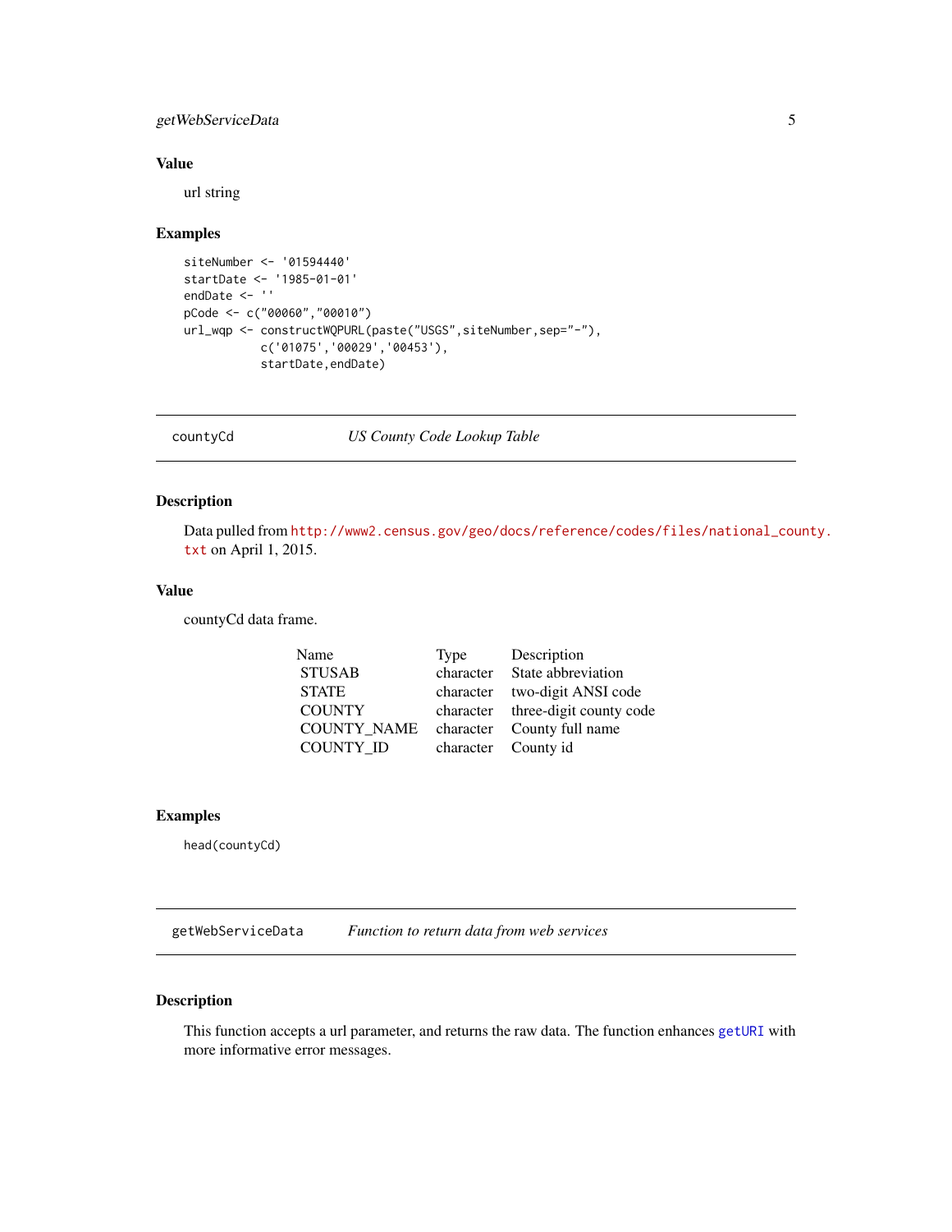### Value

url string

### Examples

```
siteNumber <- '01594440'
startDate <- '1985-01-01'
endDate <- ''
pCode <- c("00060","00010")
url_wqp <- constructWQPURL(paste("USGS",siteNumber,sep="-"),
           c('01075','00029','00453'),
           startDate,endDate)
```

---

## countyCd    *US County Code Lookup Table*

---

### Description

Data pulled from http://www2.census.gov/geo/docs/reference/codes/files/national_county.txt on April 1, 2015.

### Value

countyCd data frame.

| Name | Type | Description |
|---|---|---|
| STUSAB | character | State abbreviation |
| STATE | character | two-digit ANSI code |
| COUNTY | character | three-digit county code |
| COUNTY_NAME | character | County full name |
| COUNTY_ID | character | County id |

### Examples

```
head(countyCd)
```

---

## getWebServiceData    *Function to return data from web services*

---

### Description

This function accepts a url parameter, and returns the raw data. The function enhances getURI with more informative error messages.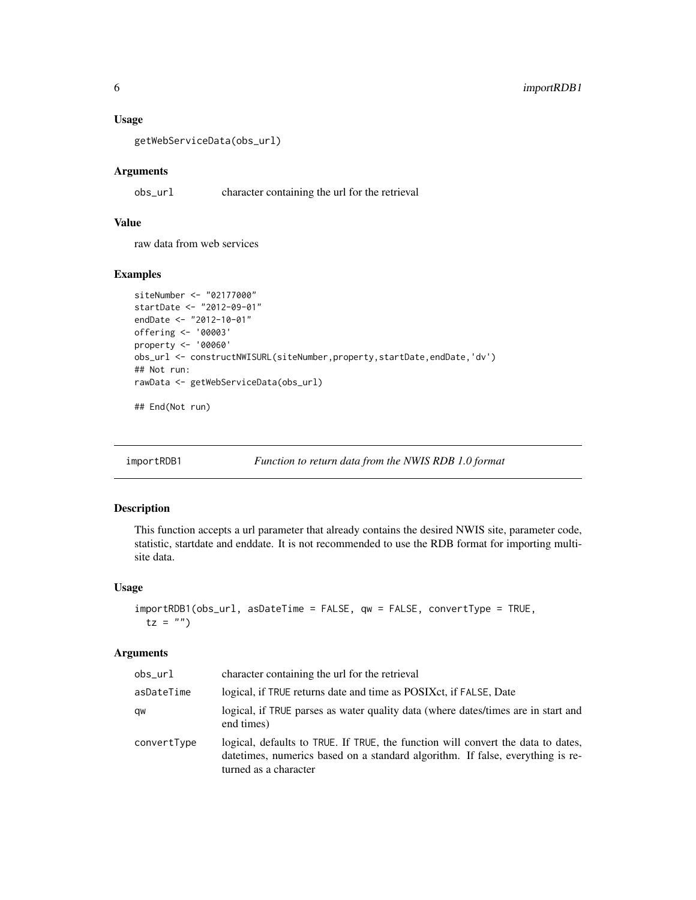### Usage

```
getWebServiceData(obs_url)
```

### Arguments

| | |
|---|---|
| obs_url | character containing the url for the retrieval |

### Value

raw data from web services

### Examples

```
siteNumber <- "02177000"
startDate <- "2012-09-01"
endDate <- "2012-10-01"
offering <- '00003'
property <- '00060'
obs_url <- constructNWISURL(siteNumber,property,startDate,endDate,'dv')
## Not run:
rawData <- getWebServiceData(obs_url)

## End(Not run)
```

---

## importRDB1 — *Function to return data from the NWIS RDB 1.0 format*

### Description

This function accepts a url parameter that already contains the desired NWIS site, parameter code, statistic, startdate and enddate. It is not recommended to use the RDB format for importing multi-site data.

### Usage

```
importRDB1(obs_url, asDateTime = FALSE, qw = FALSE, convertType = TRUE,
  tz = "")
```

### Arguments

| | |
|---|---|
| obs_url | character containing the url for the retrieval |
| asDateTime | logical, if TRUE returns date and time as POSIXct, if FALSE, Date |
| qw | logical, if TRUE parses as water quality data (where dates/times are in start and end times) |
| convertType | logical, defaults to TRUE. If TRUE, the function will convert the data to dates, datetimes, numerics based on a standard algorithm. If false, everything is returned as a character |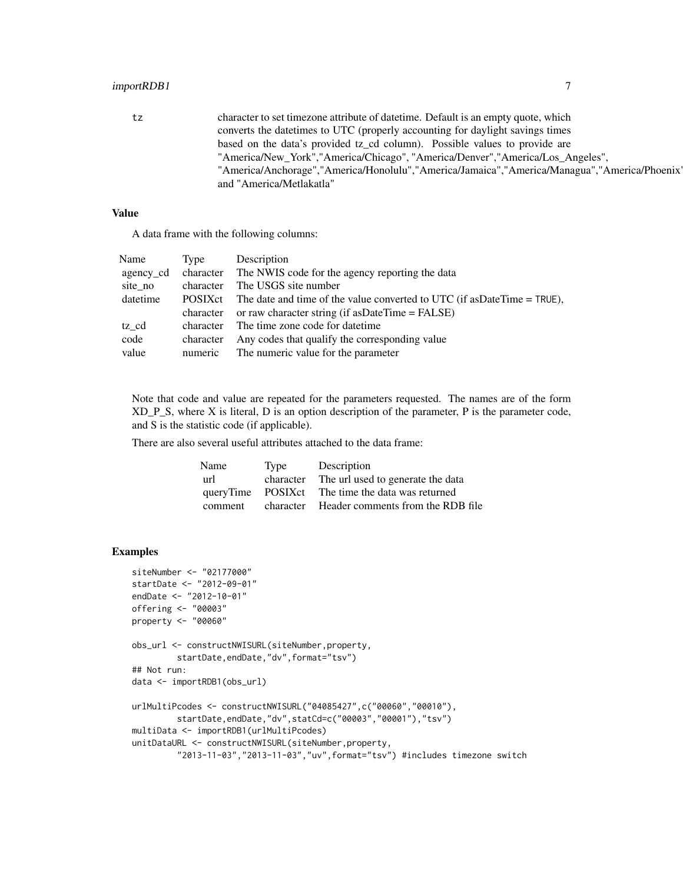| | |
|---|---|
| tz | character to set timezone attribute of datetime. Default is an empty quote, which converts the datetimes to UTC (properly accounting for daylight savings times based on the data's provided tz_cd column). Possible values to provide are "America/New_York","America/Chicago", "America/Denver","America/Los_Angeles", "America/Anchorage","America/Honolulu","America/Jamaica","America/Managua","America/Phoenix", and "America/Metlakatla" |

## Value

A data frame with the following columns:

| Name | Type | Description |
|---|---|---|
| agency_cd | character | The NWIS code for the agency reporting the data |
| site_no | character | The USGS site number |
| datetime | POSIXct | The date and time of the value converted to UTC (if asDateTime = TRUE), |
| | character | or raw character string (if asDateTime = FALSE) |
| tz_cd | character | The time zone code for datetime |
| code | character | Any codes that qualify the corresponding value |
| value | numeric | The numeric value for the parameter |

Note that code and value are repeated for the parameters requested. The names are of the form XD_P_S, where X is literal, D is an option description of the parameter, P is the parameter code, and S is the statistic code (if applicable).

There are also several useful attributes attached to the data frame:

| Name | Type | Description |
|---|---|---|
| url | character | The url used to generate the data |
| queryTime | POSIXct | The time the data was returned |
| comment | character | Header comments from the RDB file |

## Examples

```
siteNumber <- "02177000"
startDate <- "2012-09-01"
endDate <- "2012-10-01"
offering <- "00003"
property <- "00060"

obs_url <- constructNWISURL(siteNumber,property,
         startDate,endDate,"dv",format="tsv")
## Not run:
data <- importRDB1(obs_url)

urlMultiPcodes <- constructNWISURL("04085427",c("00060","00010"),
         startDate,endDate,"dv",statCd=c("00003","00001"),"tsv")
multiData <- importRDB1(urlMultiPcodes)
unitDataURL <- constructNWISURL(siteNumber,property,
         "2013-11-03","2013-11-03","uv",format="tsv") #includes timezone switch
```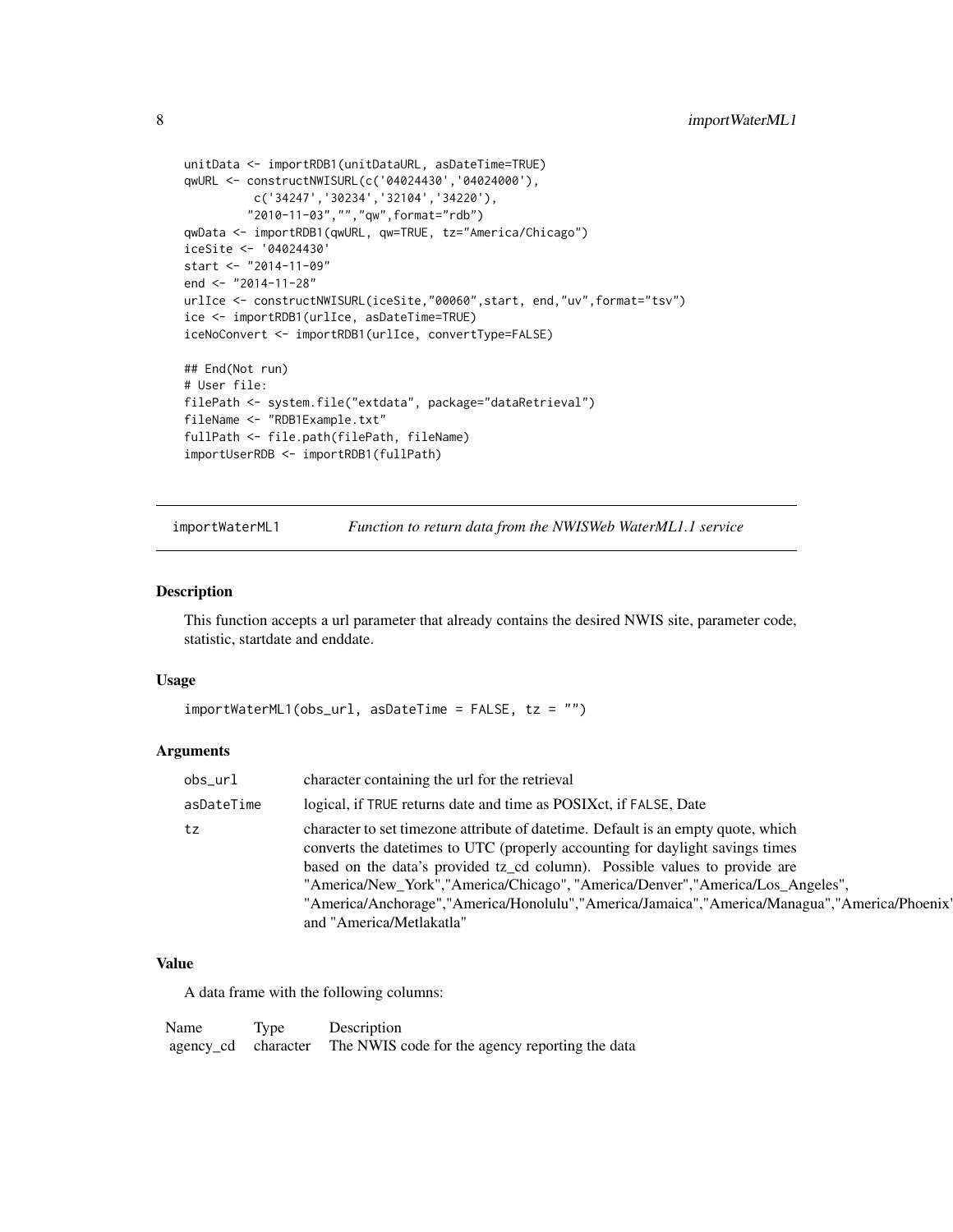```
unitData <- importRDB1(unitDataURL, asDateTime=TRUE)
qwURL <- constructNWISURL(c('04024430','04024000'),
          c('34247','30234','32104','34220'),
         "2010-11-03","","qw",format="rdb")
qwData <- importRDB1(qwURL, qw=TRUE, tz="America/Chicago")
iceSite <- '04024430'
start <- "2014-11-09"
end <- "2014-11-28"
urlIce <- constructNWISURL(iceSite,"00060",start, end,"uv",format="tsv")
ice <- importRDB1(urlIce, asDateTime=TRUE)
iceNoConvert <- importRDB1(urlIce, convertType=FALSE)

## End(Not run)
# User file:
filePath <- system.file("extdata", package="dataRetrieval")
fileName <- "RDB1Example.txt"
fullPath <- file.path(filePath, fileName)
importUserRDB <- importRDB1(fullPath)
```

## importWaterML1 — *Function to return data from the NWISWeb WaterML1.1 service*

### Description

This function accepts a url parameter that already contains the desired NWIS site, parameter code, statistic, startdate and enddate.

### Usage

```
importWaterML1(obs_url, asDateTime = FALSE, tz = "")
```

### Arguments

| | |
|---|---|
| obs_url | character containing the url for the retrieval |
| asDateTime | logical, if TRUE returns date and time as POSIXct, if FALSE, Date |
| tz | character to set timezone attribute of datetime. Default is an empty quote, which converts the datetimes to UTC (properly accounting for daylight savings times based on the data's provided tz_cd column). Possible values to provide are "America/New_York","America/Chicago", "America/Denver","America/Los_Angeles", "America/Anchorage","America/Honolulu","America/Jamaica","America/Managua","America/Phoenix", and "America/Metlakatla" |

### Value

A data frame with the following columns:

| Name | Type | Description |
|---|---|---|
| agency_cd | character | The NWIS code for the agency reporting the data |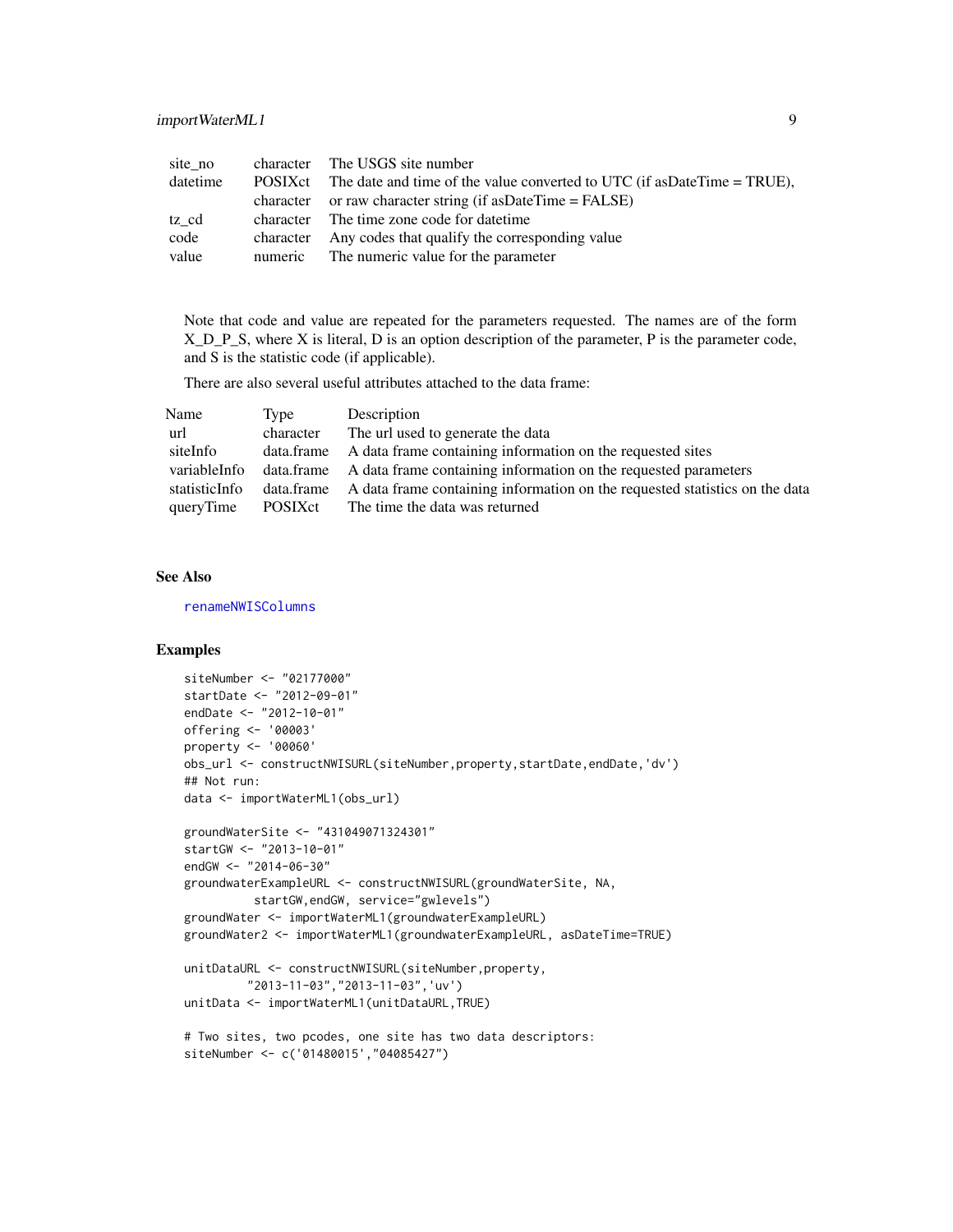| | | |
|---|---|---|
| site_no | character | The USGS site number |
| datetime | POSIXct | The date and time of the value converted to UTC (if asDateTime = TRUE), |
| | character | or raw character string (if asDateTime = FALSE) |
| tz_cd | character | The time zone code for datetime |
| code | character | Any codes that qualify the corresponding value |
| value | numeric | The numeric value for the parameter |

Note that code and value are repeated for the parameters requested. The names are of the form X_D_P_S, where X is literal, D is an option description of the parameter, P is the parameter code, and S is the statistic code (if applicable).

There are also several useful attributes attached to the data frame:

| Name | Type | Description |
|---|---|---|
| url | character | The url used to generate the data |
| siteInfo | data.frame | A data frame containing information on the requested sites |
| variableInfo | data.frame | A data frame containing information on the requested parameters |
| statisticInfo | data.frame | A data frame containing information on the requested statistics on the data |
| queryTime | POSIXct | The time the data was returned |

### See Also

renameNWISColumns

### Examples

```
siteNumber <- "02177000"
startDate <- "2012-09-01"
endDate <- "2012-10-01"
offering <- '00003'
property <- '00060'
obs_url <- constructNWISURL(siteNumber,property,startDate,endDate,'dv')
## Not run:
data <- importWaterML1(obs_url)

groundWaterSite <- "431049071324301"
startGW <- "2013-10-01"
endGW <- "2014-06-30"
groundwaterExampleURL <- constructNWISURL(groundWaterSite, NA,
          startGW,endGW, service="gwlevels")
groundWater <- importWaterML1(groundwaterExampleURL)
groundWater2 <- importWaterML1(groundwaterExampleURL, asDateTime=TRUE)

unitDataURL <- constructNWISURL(siteNumber,property,
         "2013-11-03","2013-11-03",'uv')
unitData <- importWaterML1(unitDataURL,TRUE)

# Two sites, two pcodes, one site has two data descriptors:
siteNumber <- c('01480015',"04085427")
```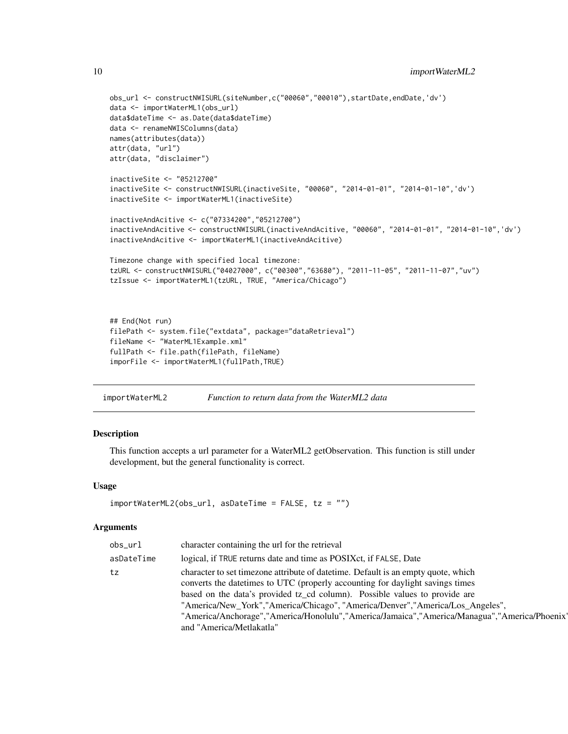```
obs_url <- constructNWISURL(siteNumber,c("00060","00010"),startDate,endDate,'dv')
data <- importWaterML1(obs_url)
data$dateTime <- as.Date(data$dateTime)
data <- renameNWISColumns(data)
names(attributes(data))
attr(data, "url")
attr(data, "disclaimer")

inactiveSite <- "05212700"
inactiveSite <- constructNWISURL(inactiveSite, "00060", "2014-01-01", "2014-01-10",'dv')
inactiveSite <- importWaterML1(inactiveSite)

inactiveAndAcitive <- c("07334200","05212700")
inactiveAndAcitive <- constructNWISURL(inactiveAndAcitive, "00060", "2014-01-01", "2014-01-10",'dv')
inactiveAndAcitive <- importWaterML1(inactiveAndAcitive)

Timezone change with specified local timezone:
tzURL <- constructNWISURL("04027000", c("00300","63680"), "2011-11-05", "2011-11-07","uv")
tzIssue <- importWaterML1(tzURL, TRUE, "America/Chicago")



## End(Not run)
filePath <- system.file("extdata", package="dataRetrieval")
fileName <- "WaterML1Example.xml"
fullPath <- file.path(filePath, fileName)
imporFile <- importWaterML1(fullPath,TRUE)
```

## importWaterML2 — *Function to return data from the WaterML2 data*

### Description

This function accepts a url parameter for a WaterML2 getObservation. This function is still under development, but the general functionality is correct.

### Usage

```
importWaterML2(obs_url, asDateTime = FALSE, tz = "")
```

### Arguments

| | |
|---|---|
| obs_url | character containing the url for the retrieval |
| asDateTime | logical, if TRUE returns date and time as POSIXct, if FALSE, Date |
| tz | character to set timezone attribute of datetime. Default is an empty quote, which converts the datetimes to UTC (properly accounting for daylight savings times based on the data's provided tz_cd column). Possible values to provide are "America/New_York","America/Chicago", "America/Denver","America/Los_Angeles", "America/Anchorage","America/Honolulu","America/Jamaica","America/Managua","America/Phoenix", and "America/Metlakatla" |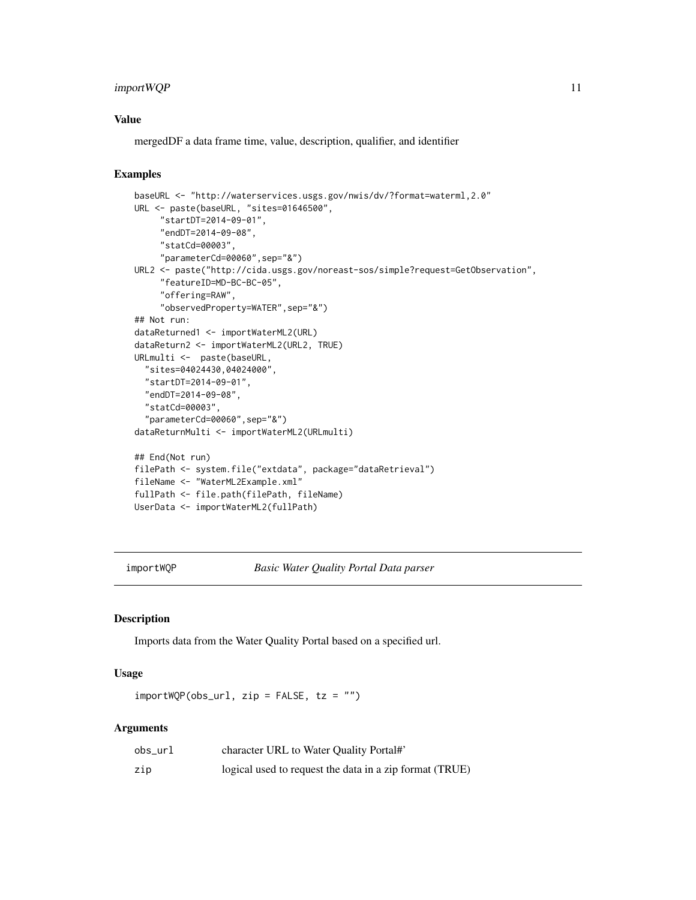## Value

mergedDF a data frame time, value, description, qualifier, and identifier

## Examples

```
baseURL <- "http://waterservices.usgs.gov/nwis/dv/?format=waterml,2.0"
URL <- paste(baseURL, "sites=01646500",
     "startDT=2014-09-01",
     "endDT=2014-09-08",
     "statCd=00003",
     "parameterCd=00060",sep="&")
URL2 <- paste("http://cida.usgs.gov/noreast-sos/simple?request=GetObservation",
     "featureID=MD-BC-BC-05",
     "offering=RAW",
     "observedProperty=WATER",sep="&")
## Not run:
dataReturned1 <- importWaterML2(URL)
dataReturn2 <- importWaterML2(URL2, TRUE)
URLmulti <-  paste(baseURL,
  "sites=04024430,04024000",
  "startDT=2014-09-01",
  "endDT=2014-09-08",
  "statCd=00003",
  "parameterCd=00060",sep="&")
dataReturnMulti <- importWaterML2(URLmulti)

## End(Not run)
filePath <- system.file("extdata", package="dataRetrieval")
fileName <- "WaterML2Example.xml"
fullPath <- file.path(filePath, fileName)
UserData <- importWaterML2(fullPath)
```

---

# importWQP — *Basic Water Quality Portal Data parser*

---

## Description

Imports data from the Water Quality Portal based on a specified url.

## Usage

```
importWQP(obs_url, zip = FALSE, tz = "")
```

## Arguments

| | |
|---|---|
| obs_url | character URL to Water Quality Portal#' |
| zip | logical used to request the data in a zip format (TRUE) |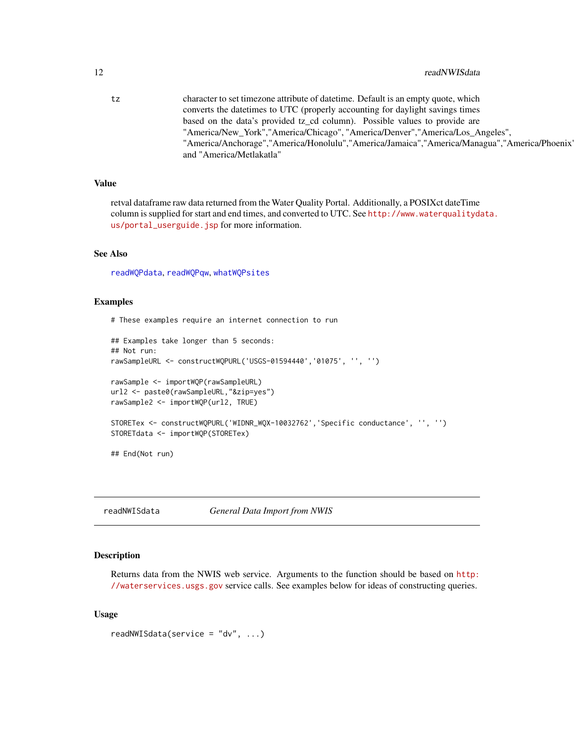tz character to set timezone attribute of datetime. Default is an empty quote, which converts the datetimes to UTC (properly accounting for daylight savings times based on the data's provided tz_cd column). Possible values to provide are "America/New_York","America/Chicago", "America/Denver","America/Los_Angeles", "America/Anchorage","America/Honolulu","America/Jamaica","America/Managua","America/Phoenix" and "America/Metlakatla"

### Value

retval dataframe raw data returned from the Water Quality Portal. Additionally, a POSIXct dateTime column is supplied for start and end times, and converted to UTC. See http://www.waterqualitydata.us/portal_userguide.jsp for more information.

### See Also

readWQPdata, readWQPqw, whatWQPsites

### Examples

```
# These examples require an internet connection to run

## Examples take longer than 5 seconds:
## Not run:
rawSampleURL <- constructWQPURL('USGS-01594440','01075', '', '')

rawSample <- importWQP(rawSampleURL)
url2 <- paste0(rawSampleURL,"&zip=yes")
rawSample2 <- importWQP(url2, TRUE)

STORETex <- constructWQPURL('WIDNR_WQX-10032762','Specific conductance', '', '')
STORETdata <- importWQP(STORETex)

## End(Not run)
```

---

## readNWISdata *General Data Import from NWIS*

### Description

Returns data from the NWIS web service. Arguments to the function should be based on http://waterservices.usgs.gov service calls. See examples below for ideas of constructing queries.

### Usage

```
readNWISdata(service = "dv", ...)
```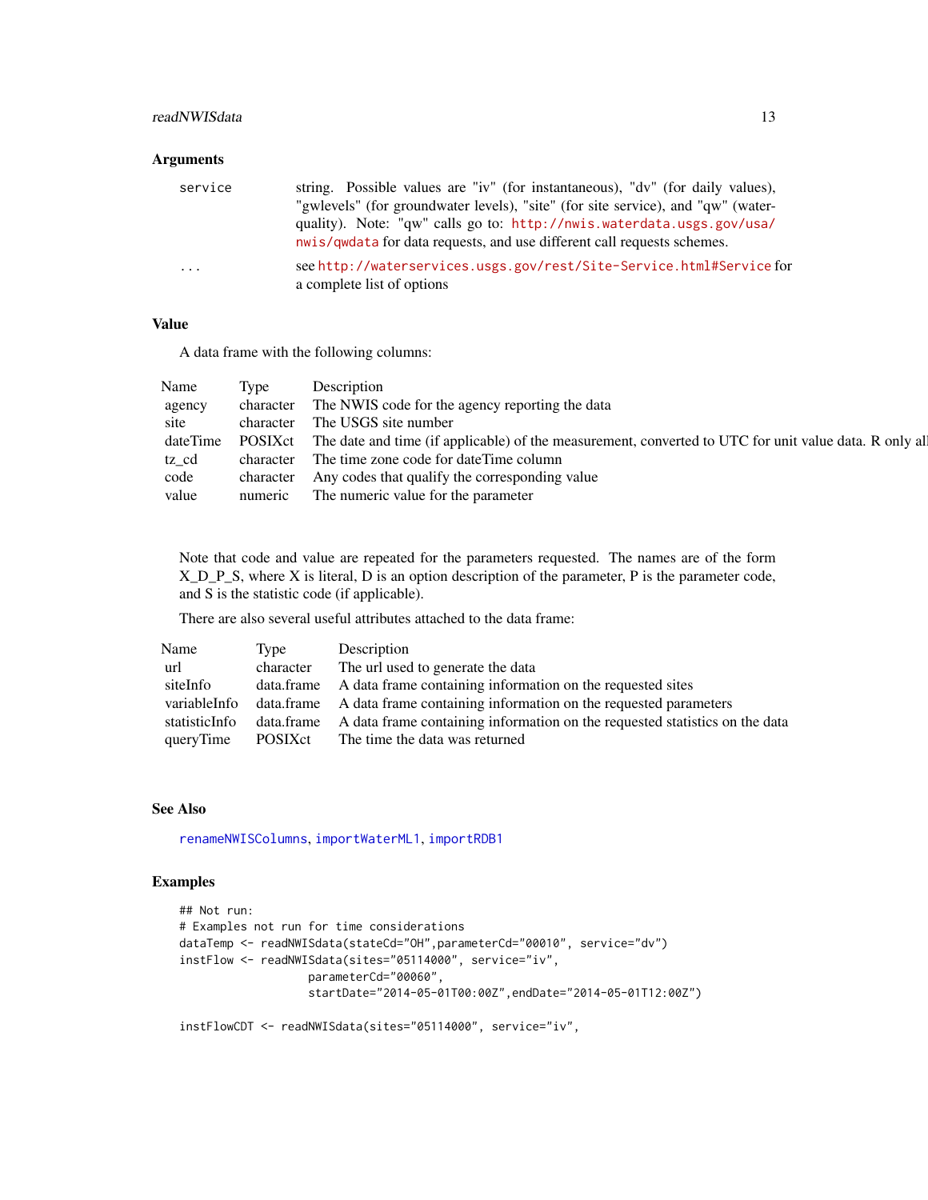### Arguments

| | |
|---|---|
| service | string. Possible values are "iv" (for instantaneous), "dv" (for daily values), "gwlevels" (for groundwater levels), "site" (for site service), and "qw" (water-quality). Note: "qw" calls go to: http://nwis.waterdata.usgs.gov/usa/nwis/qwdata for data requests, and use different call requests schemes. |
| ... | see http://waterservices.usgs.gov/rest/Site-Service.html#Service for a complete list of options |

### Value

A data frame with the following columns:

| Name | Type | Description |
|---|---|---|
| agency | character | The NWIS code for the agency reporting the data |
| site | character | The USGS site number |
| dateTime | POSIXct | The date and time (if applicable) of the measurement, converted to UTC for unit value data. R only al |
| tz_cd | character | The time zone code for dateTime column |
| code | character | Any codes that qualify the corresponding value |
| value | numeric | The numeric value for the parameter |

Note that code and value are repeated for the parameters requested. The names are of the form X_D_P_S, where X is literal, D is an option description of the parameter, P is the parameter code, and S is the statistic code (if applicable).

There are also several useful attributes attached to the data frame:

| Name | Type | Description |
|---|---|---|
| url | character | The url used to generate the data |
| siteInfo | data.frame | A data frame containing information on the requested sites |
| variableInfo | data.frame | A data frame containing information on the requested parameters |
| statisticInfo | data.frame | A data frame containing information on the requested statistics on the data |
| queryTime | POSIXct | The time the data was returned |

### See Also

renameNWISColumns, importWaterML1, importRDB1

### Examples

```
## Not run:
# Examples not run for time considerations
dataTemp <- readNWISdata(stateCd="OH",parameterCd="00010", service="dv")
instFlow <- readNWISdata(sites="05114000", service="iv",
                   parameterCd="00060",
                   startDate="2014-05-01T00:00Z",endDate="2014-05-01T12:00Z")

instFlowCDT <- readNWISdata(sites="05114000", service="iv",
```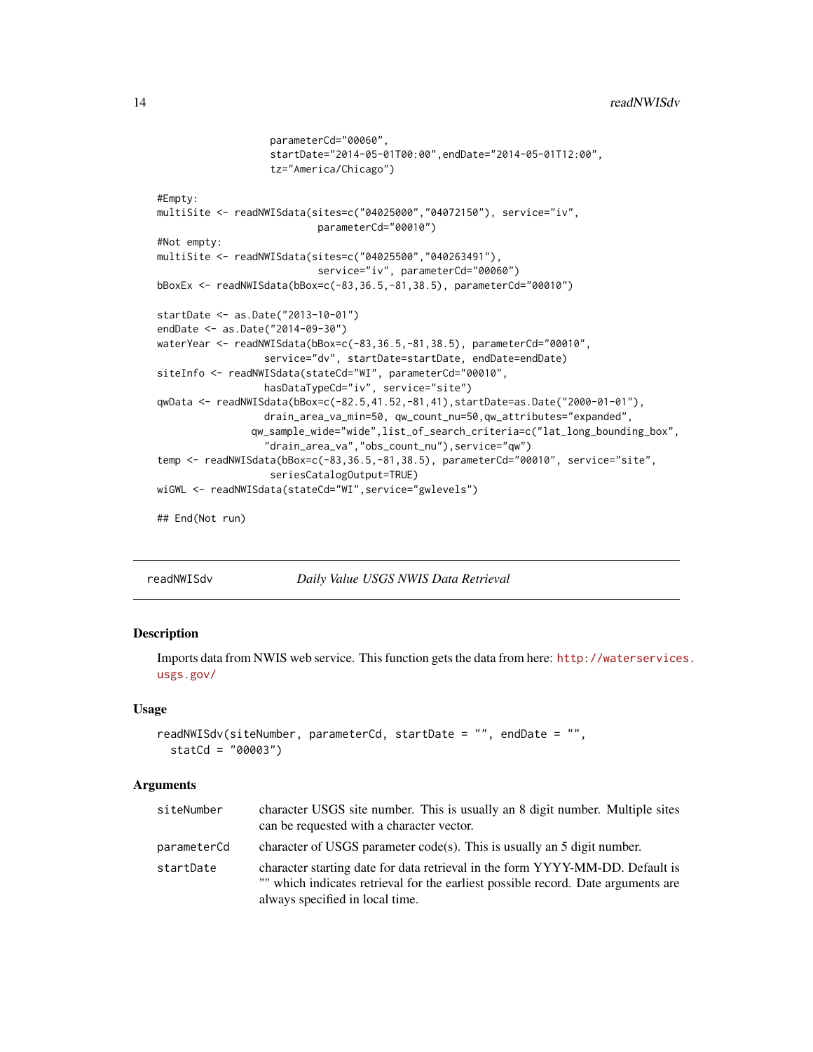```
                  parameterCd="00060",
                  startDate="2014-05-01T00:00",endDate="2014-05-01T12:00",
                  tz="America/Chicago")

#Empty:
multiSite <- readNWISdata(sites=c("04025000","04072150"), service="iv",
                          parameterCd="00010")
#Not empty:
multiSite <- readNWISdata(sites=c("04025500","040263491"),
                          service="iv", parameterCd="00060")
bBoxEx <- readNWISdata(bBox=c(-83,36.5,-81,38.5), parameterCd="00010")

startDate <- as.Date("2013-10-01")
endDate <- as.Date("2014-09-30")
waterYear <- readNWISdata(bBox=c(-83,36.5,-81,38.5), parameterCd="00010",
                  service="dv", startDate=startDate, endDate=endDate)
siteInfo <- readNWISdata(stateCd="WI", parameterCd="00010",
                  hasDataTypeCd="iv", service="site")
qwData <- readNWISdata(bBox=c(-82.5,41.52,-81,41),startDate=as.Date("2000-01-01"),
                  drain_area_va_min=50, qw_count_nu=50,qw_attributes="expanded",
                qw_sample_wide="wide",list_of_search_criteria=c("lat_long_bounding_box",
                  "drain_area_va","obs_count_nu"),service="qw")
temp <- readNWISdata(bBox=c(-83,36.5,-81,38.5), parameterCd="00010", service="site",
                   seriesCatalogOutput=TRUE)
wiGWL <- readNWISdata(stateCd="WI",service="gwlevels")

## End(Not run)
```

---

## readNWISdv — *Daily Value USGS NWIS Data Retrieval*

### Description

Imports data from NWIS web service. This function gets the data from here: http://waterservices.usgs.gov/

### Usage

```
readNWISdv(siteNumber, parameterCd, startDate = "", endDate = "",
  statCd = "00003")
```

### Arguments

| | |
|---|---|
| siteNumber | character USGS site number. This is usually an 8 digit number. Multiple sites can be requested with a character vector. |
| parameterCd | character of USGS parameter code(s). This is usually an 5 digit number. |
| startDate | character starting date for data retrieval in the form YYYY-MM-DD. Default is "" which indicates retrieval for the earliest possible record. Date arguments are always specified in local time. |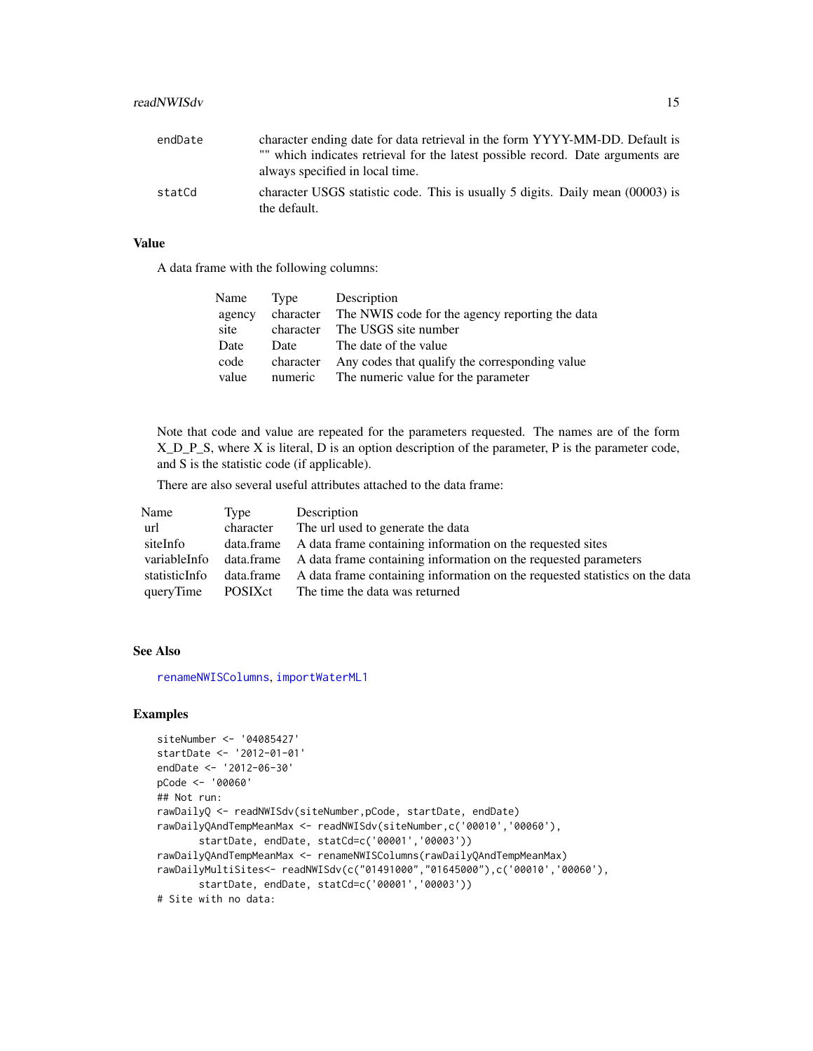| | |
|---|---|
| endDate | character ending date for data retrieval in the form YYYY-MM-DD. Default is "" which indicates retrieval for the latest possible record. Date arguments are always specified in local time. |
| statCd | character USGS statistic code. This is usually 5 digits. Daily mean (00003) is the default. |

## Value

A data frame with the following columns:

| Name | Type | Description |
|---|---|---|
| agency | character | The NWIS code for the agency reporting the data |
| site | character | The USGS site number |
| Date | Date | The date of the value |
| code | character | Any codes that qualify the corresponding value |
| value | numeric | The numeric value for the parameter |

Note that code and value are repeated for the parameters requested. The names are of the form X_D_P_S, where X is literal, D is an option description of the parameter, P is the parameter code, and S is the statistic code (if applicable).

There are also several useful attributes attached to the data frame:

| Name | Type | Description |
|---|---|---|
| url | character | The url used to generate the data |
| siteInfo | data.frame | A data frame containing information on the requested sites |
| variableInfo | data.frame | A data frame containing information on the requested parameters |
| statisticInfo | data.frame | A data frame containing information on the requested statistics on the data |
| queryTime | POSIXct | The time the data was returned |

## See Also

renameNWISColumns, importWaterML1

## Examples

```
siteNumber <- '04085427'
startDate <- '2012-01-01'
endDate <- '2012-06-30'
pCode <- '00060'
## Not run:
rawDailyQ <- readNWISdv(siteNumber,pCode, startDate, endDate)
rawDailyQAndTempMeanMax <- readNWISdv(siteNumber,c('00010','00060'),
       startDate, endDate, statCd=c('00001','00003'))
rawDailyQAndTempMeanMax <- renameNWISColumns(rawDailyQAndTempMeanMax)
rawDailyMultiSites<- readNWISdv(c("01491000","01645000"),c('00010','00060'),
       startDate, endDate, statCd=c('00001','00003'))
# Site with no data:
```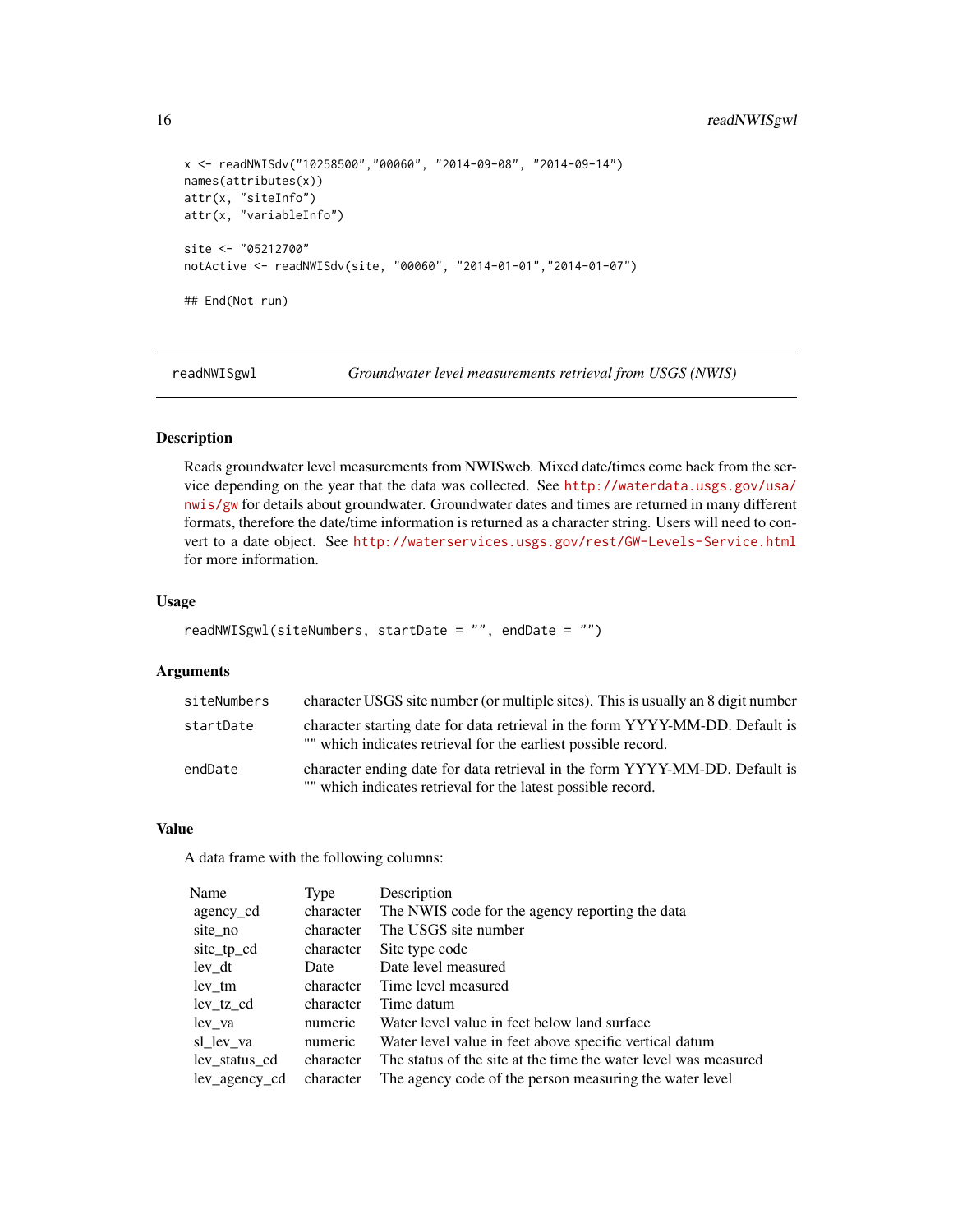```
x <- readNWISdv("10258500","00060", "2014-09-08", "2014-09-14")
names(attributes(x))
attr(x, "siteInfo")
attr(x, "variableInfo")

site <- "05212700"
notActive <- readNWISdv(site, "00060", "2014-01-01","2014-01-07")

## End(Not run)
```

## readNWISgwl — *Groundwater level measurements retrieval from USGS (NWIS)*

### Description

Reads groundwater level measurements from NWISweb. Mixed date/times come back from the service depending on the year that the data was collected. See http://waterdata.usgs.gov/usa/nwis/gw for details about groundwater. Groundwater dates and times are returned in many different formats, therefore the date/time information is returned as a character string. Users will need to convert to a date object. See http://waterservices.usgs.gov/rest/GW-Levels-Service.html for more information.

### Usage

```
readNWISgwl(siteNumbers, startDate = "", endDate = "")
```

### Arguments

| | |
|---|---|
| siteNumbers | character USGS site number (or multiple sites). This is usually an 8 digit number |
| startDate | character starting date for data retrieval in the form YYYY-MM-DD. Default is "" which indicates retrieval for the earliest possible record. |
| endDate | character ending date for data retrieval in the form YYYY-MM-DD. Default is "" which indicates retrieval for the latest possible record. |

### Value

A data frame with the following columns:

| Name | Type | Description |
|---|---|---|
| agency_cd | character | The NWIS code for the agency reporting the data |
| site_no | character | The USGS site number |
| site_tp_cd | character | Site type code |
| lev_dt | Date | Date level measured |
| lev_tm | character | Time level measured |
| lev_tz_cd | character | Time datum |
| lev_va | numeric | Water level value in feet below land surface |
| sl_lev_va | numeric | Water level value in feet above specific vertical datum |
| lev_status_cd | character | The status of the site at the time the water level was measured |
| lev_agency_cd | character | The agency code of the person measuring the water level |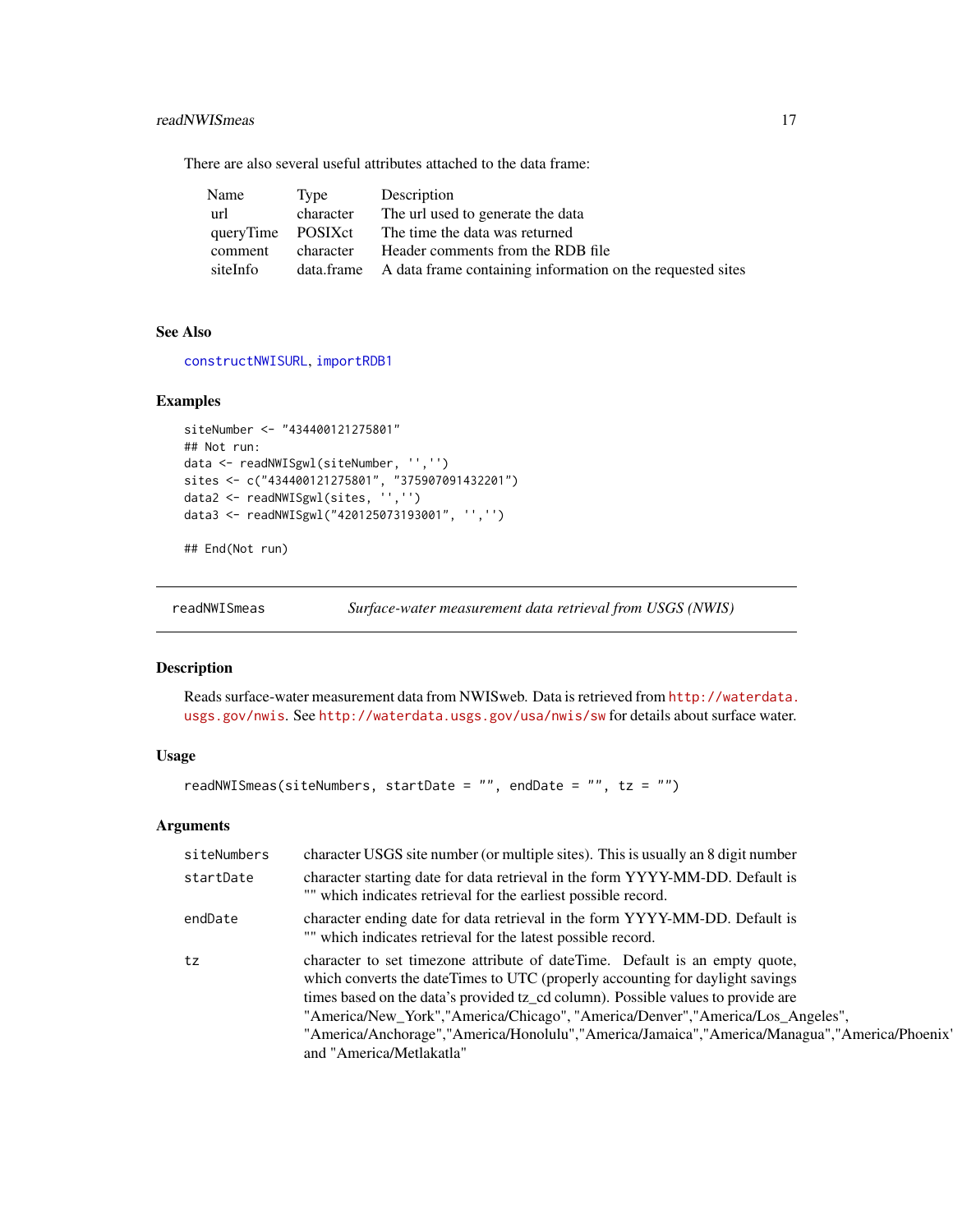There are also several useful attributes attached to the data frame:

| Name | Type | Description |
|---|---|---|
| url | character | The url used to generate the data |
| queryTime | POSIXct | The time the data was returned |
| comment | character | Header comments from the RDB file |
| siteInfo | data.frame | A data frame containing information on the requested sites |

### See Also

constructNWISURL, importRDB1

### Examples

```
siteNumber <- "434400121275801"
## Not run:
data <- readNWISgwl(siteNumber, '','')
sites <- c("434400121275801", "375907091432201")
data2 <- readNWISgwl(sites, '','')
data3 <- readNWISgwl("420125073193001", '','')

## End(Not run)
```

---

## readNWISmeas — *Surface-water measurement data retrieval from USGS (NWIS)*

---

### Description

Reads surface-water measurement data from NWISweb. Data is retrieved from http://waterdata.usgs.gov/nwis. See http://waterdata.usgs.gov/usa/nwis/sw for details about surface water.

### Usage

```
readNWISmeas(siteNumbers, startDate = "", endDate = "", tz = "")
```

### Arguments

| | |
|---|---|
| siteNumbers | character USGS site number (or multiple sites). This is usually an 8 digit number |
| startDate | character starting date for data retrieval in the form YYYY-MM-DD. Default is "" which indicates retrieval for the earliest possible record. |
| endDate | character ending date for data retrieval in the form YYYY-MM-DD. Default is "" which indicates retrieval for the latest possible record. |
| tz | character to set timezone attribute of dateTime. Default is an empty quote, which converts the dateTimes to UTC (properly accounting for daylight savings times based on the data's provided tz_cd column). Possible values to provide are "America/New_York","America/Chicago", "America/Denver","America/Los_Angeles", "America/Anchorage","America/Honolulu","America/Jamaica","America/Managua","America/Phoenix", and "America/Metlakatla" |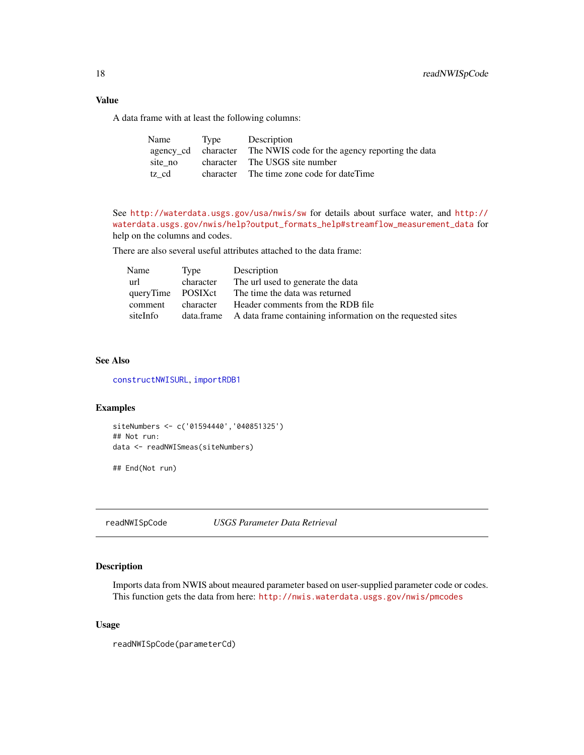### Value

A data frame with at least the following columns:

| Name | Type | Description |
| --- | --- | --- |
| agency_cd | character | The NWIS code for the agency reporting the data |
| site_no | character | The USGS site number |
| tz_cd | character | The time zone code for dateTime |

See http://waterdata.usgs.gov/usa/nwis/sw for details about surface water, and http://waterdata.usgs.gov/nwis/help?output_formats_help#streamflow_measurement_data for help on the columns and codes.

There are also several useful attributes attached to the data frame:

| Name | Type | Description |
| --- | --- | --- |
| url | character | The url used to generate the data |
| queryTime | POSIXct | The time the data was returned |
| comment | character | Header comments from the RDB file |
| siteInfo | data.frame | A data frame containing information on the requested sites |

### See Also

constructNWISURL, importRDB1

### Examples

```
siteNumbers <- c('01594440','040851325')
## Not run:
data <- readNWISmeas(siteNumbers)

## End(Not run)
```

---

## readNWISpCode — *USGS Parameter Data Retrieval*

### Description

Imports data from NWIS about meaured parameter based on user-supplied parameter code or codes. This function gets the data from here: http://nwis.waterdata.usgs.gov/nwis/pmcodes

### Usage

```
readNWISpCode(parameterCd)
```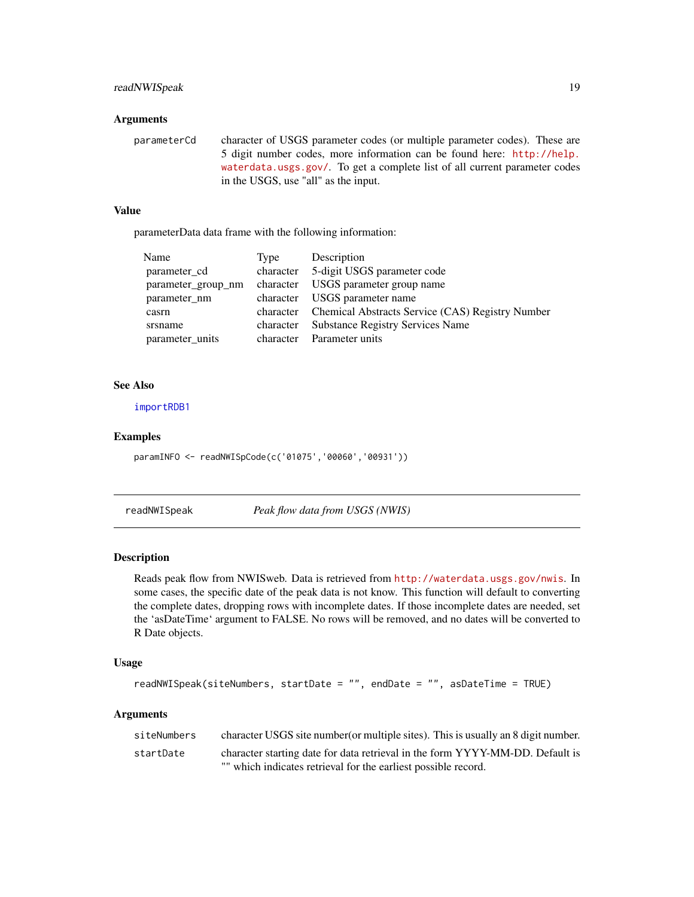### Arguments

`parameterCd` character of USGS parameter codes (or multiple parameter codes). These are 5 digit number codes, more information can be found here: http://help.waterdata.usgs.gov/. To get a complete list of all current parameter codes in the USGS, use "all" as the input.

### Value

parameterData data frame with the following information:

| Name | Type | Description |
|---|---|---|
| parameter_cd | character | 5-digit USGS parameter code |
| parameter_group_nm | character | USGS parameter group name |
| parameter_nm | character | USGS parameter name |
| casrn | character | Chemical Abstracts Service (CAS) Registry Number |
| srsname | character | Substance Registry Services Name |
| parameter_units | character | Parameter units |

### See Also

importRDB1

### Examples

```
paramINFO <- readNWISpCode(c('01075','00060','00931'))
```

---

## readNWISpeak *Peak flow data from USGS (NWIS)*

---

### Description

Reads peak flow from NWISweb. Data is retrieved from http://waterdata.usgs.gov/nwis. In some cases, the specific date of the peak data is not know. This function will default to converting the complete dates, dropping rows with incomplete dates. If those incomplete dates are needed, set the 'asDateTime' argument to FALSE. No rows will be removed, and no dates will be converted to R Date objects.

### Usage

```
readNWISpeak(siteNumbers, startDate = "", endDate = "", asDateTime = TRUE)
```

### Arguments

`siteNumbers` character USGS site number(or multiple sites). This is usually an 8 digit number.

`startDate` character starting date for data retrieval in the form YYYY-MM-DD. Default is "" which indicates retrieval for the earliest possible record.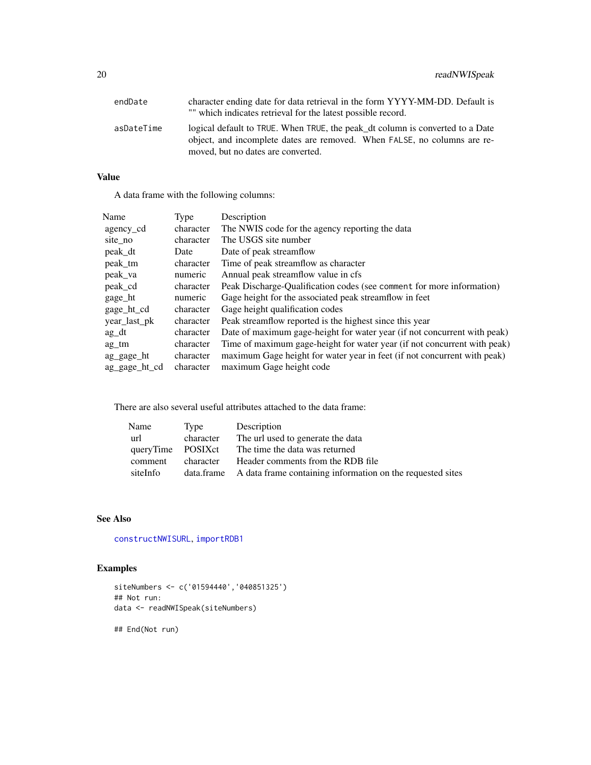| | |
|---|---|
| endDate | character ending date for data retrieval in the form YYYY-MM-DD. Default is "" which indicates retrieval for the latest possible record. |
| asDateTime | logical default to TRUE. When TRUE, the peak_dt column is converted to a Date object, and incomplete dates are removed. When FALSE, no columns are removed, but no dates are converted. |

## Value

A data frame with the following columns:

| Name | Type | Description |
|---|---|---|
| agency_cd | character | The NWIS code for the agency reporting the data |
| site_no | character | The USGS site number |
| peak_dt | Date | Date of peak streamflow |
| peak_tm | character | Time of peak streamflow as character |
| peak_va | numeric | Annual peak streamflow value in cfs |
| peak_cd | character | Peak Discharge-Qualification codes (see `comment` for more information) |
| gage_ht | numeric | Gage height for the associated peak streamflow in feet |
| gage_ht_cd | character | Gage height qualification codes |
| year_last_pk | character | Peak streamflow reported is the highest since this year |
| ag_dt | character | Date of maximum gage-height for water year (if not concurrent with peak) |
| ag_tm | character | Time of maximum gage-height for water year (if not concurrent with peak) |
| ag_gage_ht | character | maximum Gage height for water year in feet (if not concurrent with peak) |
| ag_gage_ht_cd | character | maximum Gage height code |

There are also several useful attributes attached to the data frame:

| Name | Type | Description |
|---|---|---|
| url | character | The url used to generate the data |
| queryTime | POSIXct | The time the data was returned |
| comment | character | Header comments from the RDB file |
| siteInfo | data.frame | A data frame containing information on the requested sites |

## See Also

`constructNWISURL`, `importRDB1`

## Examples

```
siteNumbers <- c('01594440','040851325')
## Not run:
data <- readNWISpeak(siteNumbers)

## End(Not run)
```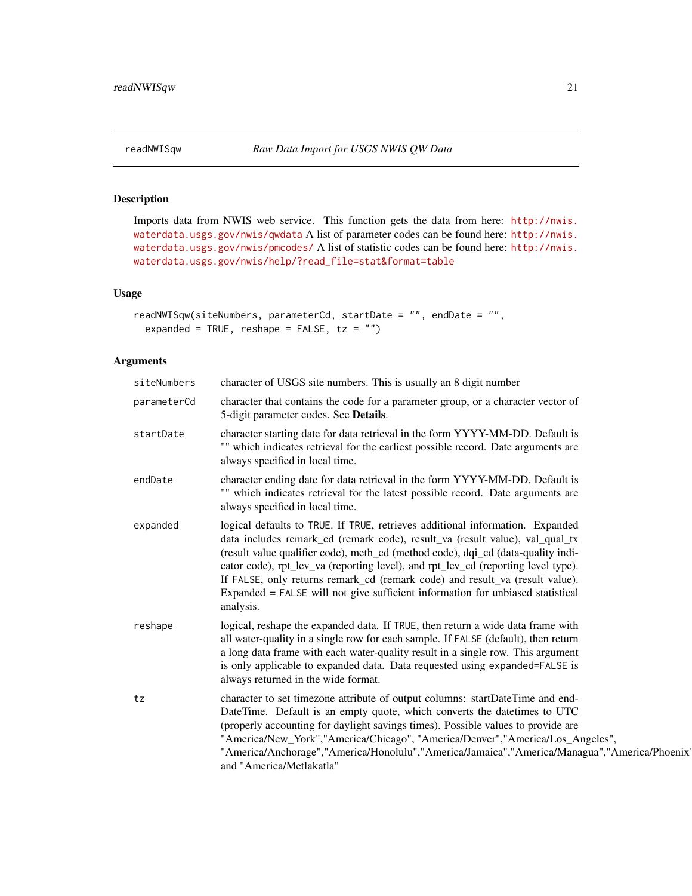readNWISqw *Raw Data Import for USGS NWIS QW Data*

## Description

Imports data from NWIS web service. This function gets the data from here: http://nwis.waterdata.usgs.gov/nwis/qwdata A list of parameter codes can be found here: http://nwis.waterdata.usgs.gov/nwis/pmcodes/ A list of statistic codes can be found here: http://nwis.waterdata.usgs.gov/nwis/help/?read_file=stat&format=table

## Usage

```
readNWISqw(siteNumbers, parameterCd, startDate = "", endDate = "",
  expanded = TRUE, reshape = FALSE, tz = "")
```

## Arguments

| | |
|---|---|
| siteNumbers | character of USGS site numbers. This is usually an 8 digit number |
| parameterCd | character that contains the code for a parameter group, or a character vector of 5-digit parameter codes. See **Details**. |
| startDate | character starting date for data retrieval in the form YYYY-MM-DD. Default is "" which indicates retrieval for the earliest possible record. Date arguments are always specified in local time. |
| endDate | character ending date for data retrieval in the form YYYY-MM-DD. Default is "" which indicates retrieval for the latest possible record. Date arguments are always specified in local time. |
| expanded | logical defaults to TRUE. If TRUE, retrieves additional information. Expanded data includes remark_cd (remark code), result_va (result value), val_qual_tx (result value qualifier code), meth_cd (method code), dqi_cd (data-quality indicator code), rpt_lev_va (reporting level), and rpt_lev_cd (reporting level type). If FALSE, only returns remark_cd (remark code) and result_va (result value). Expanded = FALSE will not give sufficient information for unbiased statistical analysis. |
| reshape | logical, reshape the expanded data. If TRUE, then return a wide data frame with all water-quality in a single row for each sample. If FALSE (default), then return a long data frame with each water-quality result in a single row. This argument is only applicable to expanded data. Data requested using expanded=FALSE is always returned in the wide format. |
| tz | character to set timezone attribute of output columns: startDateTime and endDateTime. Default is an empty quote, which converts the datetimes to UTC (properly accounting for daylight savings times). Possible values to provide are "America/New_York","America/Chicago", "America/Denver","America/Los_Angeles", "America/Anchorage","America/Honolulu","America/Jamaica","America/Managua","America/Phoenix", and "America/Metlakatla" |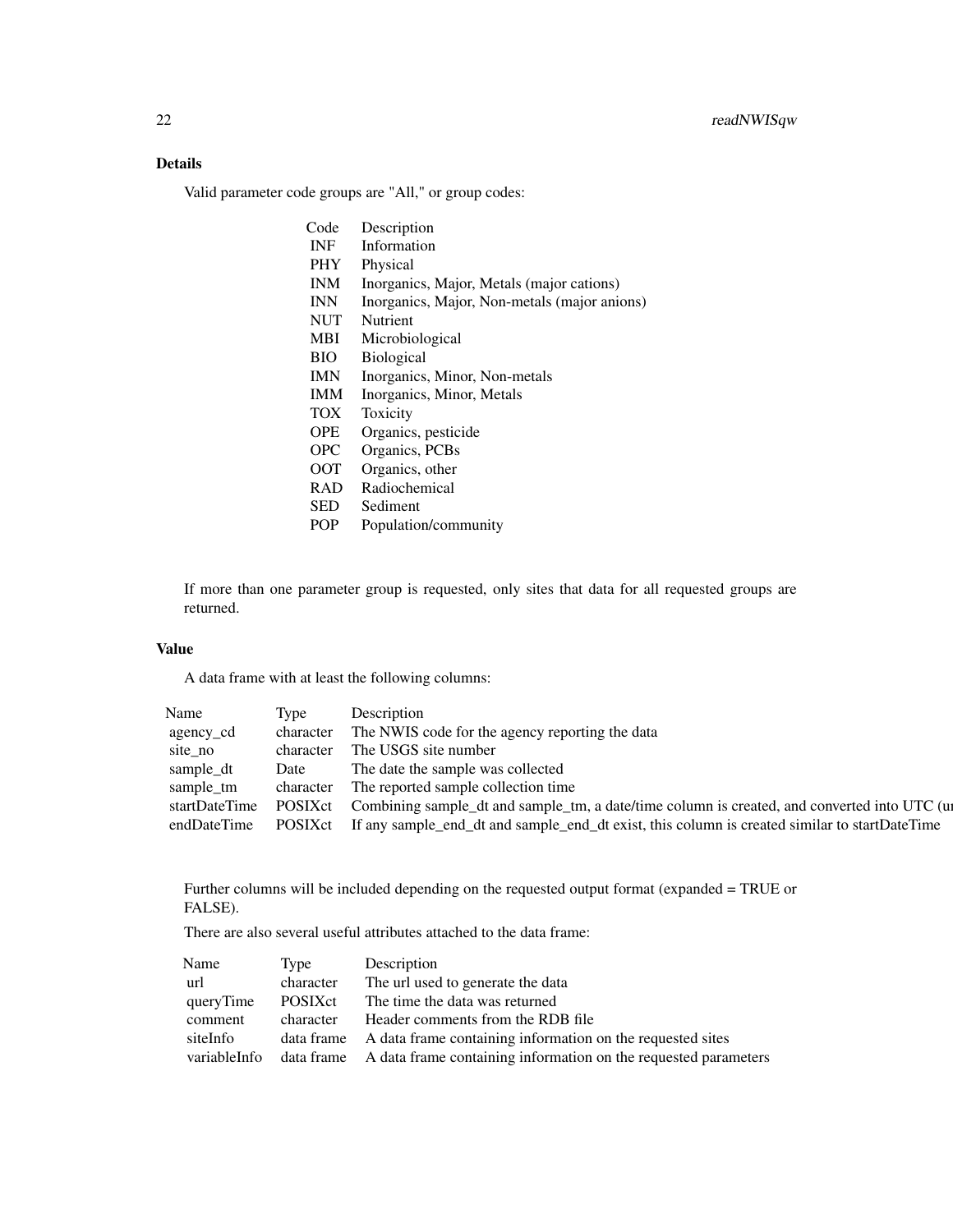## Details

Valid parameter code groups are "All," or group codes:

| Code | Description |
|---|---|
| INF | Information |
| PHY | Physical |
| INM | Inorganics, Major, Metals (major cations) |
| INN | Inorganics, Major, Non-metals (major anions) |
| NUT | Nutrient |
| MBI | Microbiological |
| BIO | Biological |
| IMN | Inorganics, Minor, Non-metals |
| IMM | Inorganics, Minor, Metals |
| TOX | Toxicity |
| OPE | Organics, pesticide |
| OPC | Organics, PCBs |
| OOT | Organics, other |
| RAD | Radiochemical |
| SED | Sediment |
| POP | Population/community |

If more than one parameter group is requested, only sites that data for all requested groups are returned.

## Value

A data frame with at least the following columns:

| Name | Type | Description |
|---|---|---|
| agency_cd | character | The NWIS code for the agency reporting the data |
| site_no | character | The USGS site number |
| sample_dt | Date | The date the sample was collected |
| sample_tm | character | The reported sample collection time |
| startDateTime | POSIXct | Combining sample_dt and sample_tm, a date/time column is created, and converted into UTC (u |
| endDateTime | POSIXct | If any sample_end_dt and sample_end_dt exist, this column is created similar to startDateTime |

Further columns will be included depending on the requested output format (expanded = TRUE or FALSE).

There are also several useful attributes attached to the data frame:

| Name | Type | Description |
|---|---|---|
| url | character | The url used to generate the data |
| queryTime | POSIXct | The time the data was returned |
| comment | character | Header comments from the RDB file |
| siteInfo | data frame | A data frame containing information on the requested sites |
| variableInfo | data frame | A data frame containing information on the requested parameters |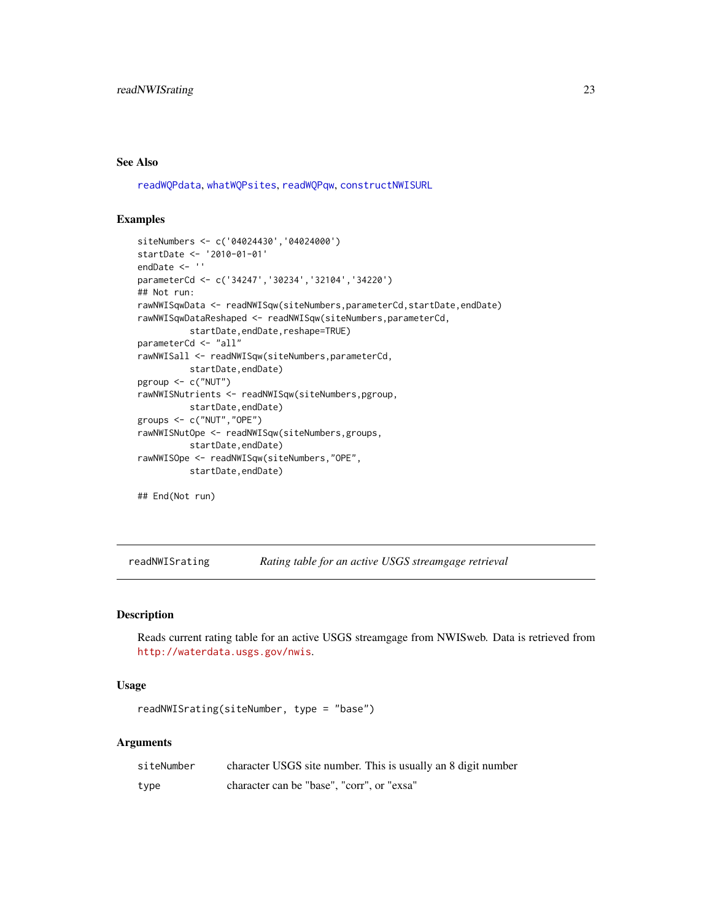### See Also

readWQPdata, whatWQPsites, readWQPqw, constructNWISURL

### Examples

```
siteNumbers <- c('04024430','04024000')
startDate <- '2010-01-01'
endDate <- ''
parameterCd <- c('34247','30234','32104','34220')
## Not run:
rawNWISqwData <- readNWISqw(siteNumbers,parameterCd,startDate,endDate)
rawNWISqwDataReshaped <- readNWISqw(siteNumbers,parameterCd,
          startDate,endDate,reshape=TRUE)
parameterCd <- "all"
rawNWISall <- readNWISqw(siteNumbers,parameterCd,
          startDate,endDate)
pgroup <- c("NUT")
rawNWISNutrients <- readNWISqw(siteNumbers,pgroup,
          startDate,endDate)
groups <- c("NUT","OPE")
rawNWISNutOpe <- readNWISqw(siteNumbers,groups,
          startDate,endDate)
rawNWISOpe <- readNWISqw(siteNumbers,"OPE",
          startDate,endDate)

## End(Not run)
```

---

## readNWISrating — *Rating table for an active USGS streamgage retrieval*

---

### Description

Reads current rating table for an active USGS streamgage from NWISweb. Data is retrieved from http://waterdata.usgs.gov/nwis.

### Usage

```
readNWISrating(siteNumber, type = "base")
```

### Arguments

| | |
|---|---|
| siteNumber | character USGS site number. This is usually an 8 digit number |
| type | character can be "base", "corr", or "exsa" |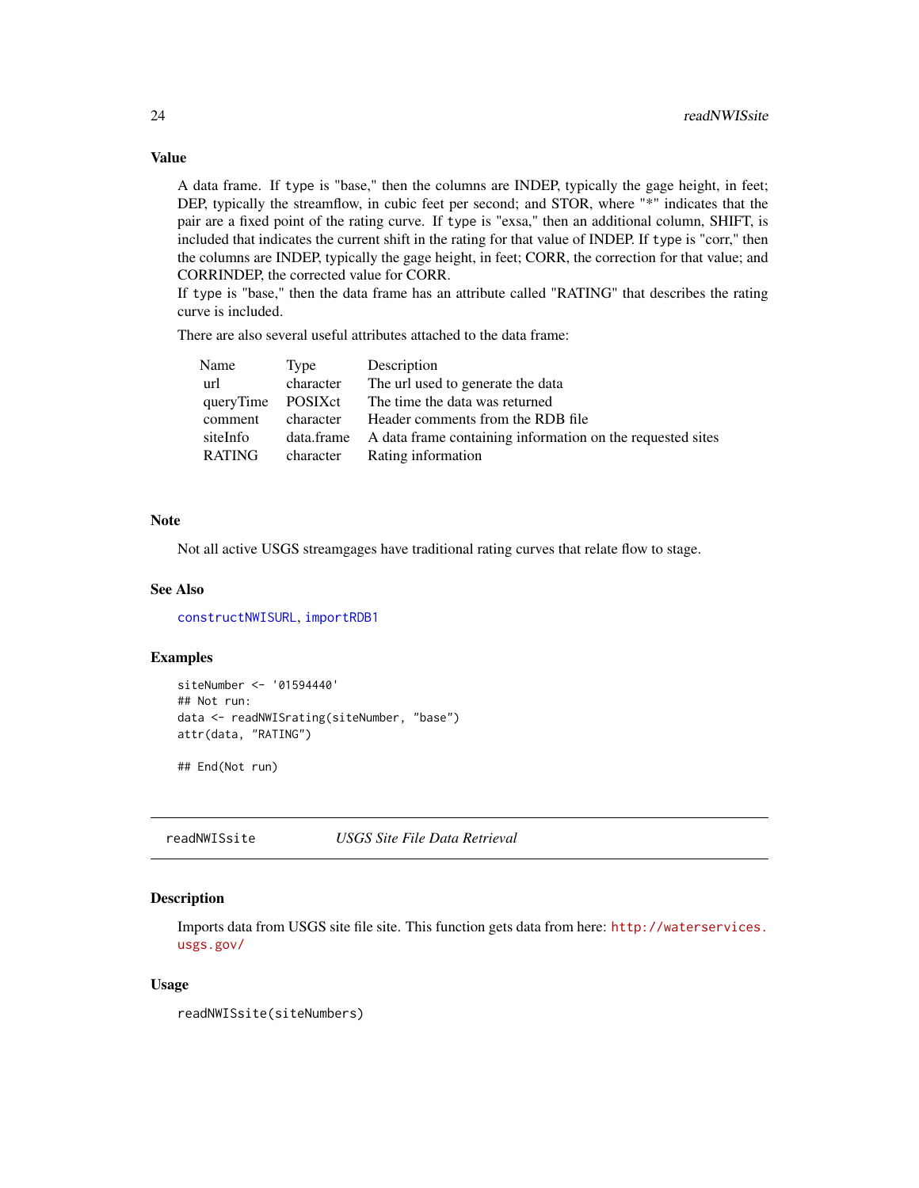### Value

A data frame. If `type` is "base," then the columns are INDEP, typically the gage height, in feet; DEP, typically the streamflow, in cubic feet per second; and STOR, where "*" indicates that the pair are a fixed point of the rating curve. If `type` is "exsa," then an additional column, SHIFT, is included that indicates the current shift in the rating for that value of INDEP. If `type` is "corr," then the columns are INDEP, typically the gage height, in feet; CORR, the correction for that value; and CORRINDEP, the corrected value for CORR.
If `type` is "base," then the data frame has an attribute called "RATING" that describes the rating curve is included.

There are also several useful attributes attached to the data frame:

| Name | Type | Description |
|---|---|---|
| url | character | The url used to generate the data |
| queryTime | POSIXct | The time the data was returned |
| comment | character | Header comments from the RDB file |
| siteInfo | data.frame | A data frame containing information on the requested sites |
| RATING | character | Rating information |

### Note

Not all active USGS streamgages have traditional rating curves that relate flow to stage.

### See Also

`constructNWISURL`, `importRDB1`

### Examples

```
siteNumber <- '01594440'
## Not run:
data <- readNWISrating(siteNumber, "base")
attr(data, "RATING")

## End(Not run)
```

---

## readNWISsite — *USGS Site File Data Retrieval*

### Description

Imports data from USGS site file site. This function gets data from here: http://waterservices.usgs.gov/

### Usage

```
readNWISsite(siteNumbers)
```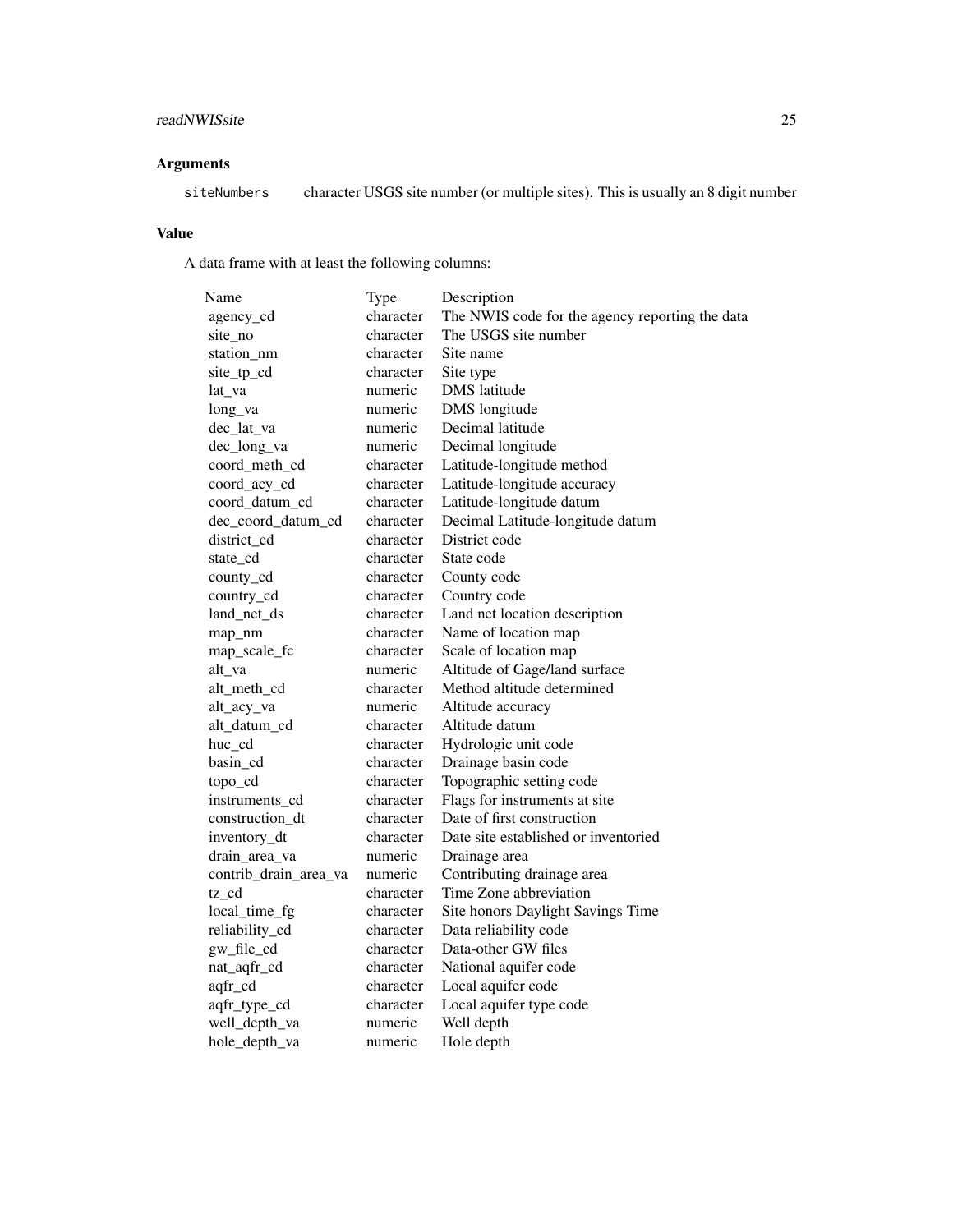## Arguments

| | |
|---|---|
| siteNumbers | character USGS site number (or multiple sites). This is usually an 8 digit number |

## Value

A data frame with at least the following columns:

| Name | Type | Description |
|---|---|---|
| agency_cd | character | The NWIS code for the agency reporting the data |
| site_no | character | The USGS site number |
| station_nm | character | Site name |
| site_tp_cd | character | Site type |
| lat_va | numeric | DMS latitude |
| long_va | numeric | DMS longitude |
| dec_lat_va | numeric | Decimal latitude |
| dec_long_va | numeric | Decimal longitude |
| coord_meth_cd | character | Latitude-longitude method |
| coord_acy_cd | character | Latitude-longitude accuracy |
| coord_datum_cd | character | Latitude-longitude datum |
| dec_coord_datum_cd | character | Decimal Latitude-longitude datum |
| district_cd | character | District code |
| state_cd | character | State code |
| county_cd | character | County code |
| country_cd | character | Country code |
| land_net_ds | character | Land net location description |
| map_nm | character | Name of location map |
| map_scale_fc | character | Scale of location map |
| alt_va | numeric | Altitude of Gage/land surface |
| alt_meth_cd | character | Method altitude determined |
| alt_acy_va | numeric | Altitude accuracy |
| alt_datum_cd | character | Altitude datum |
| huc_cd | character | Hydrologic unit code |
| basin_cd | character | Drainage basin code |
| topo_cd | character | Topographic setting code |
| instruments_cd | character | Flags for instruments at site |
| construction_dt | character | Date of first construction |
| inventory_dt | character | Date site established or inventoried |
| drain_area_va | numeric | Drainage area |
| contrib_drain_area_va | numeric | Contributing drainage area |
| tz_cd | character | Time Zone abbreviation |
| local_time_fg | character | Site honors Daylight Savings Time |
| reliability_cd | character | Data reliability code |
| gw_file_cd | character | Data-other GW files |
| nat_aqfr_cd | character | National aquifer code |
| aqfr_cd | character | Local aquifer code |
| aqfr_type_cd | character | Local aquifer type code |
| well_depth_va | numeric | Well depth |
| hole_depth_va | numeric | Hole depth |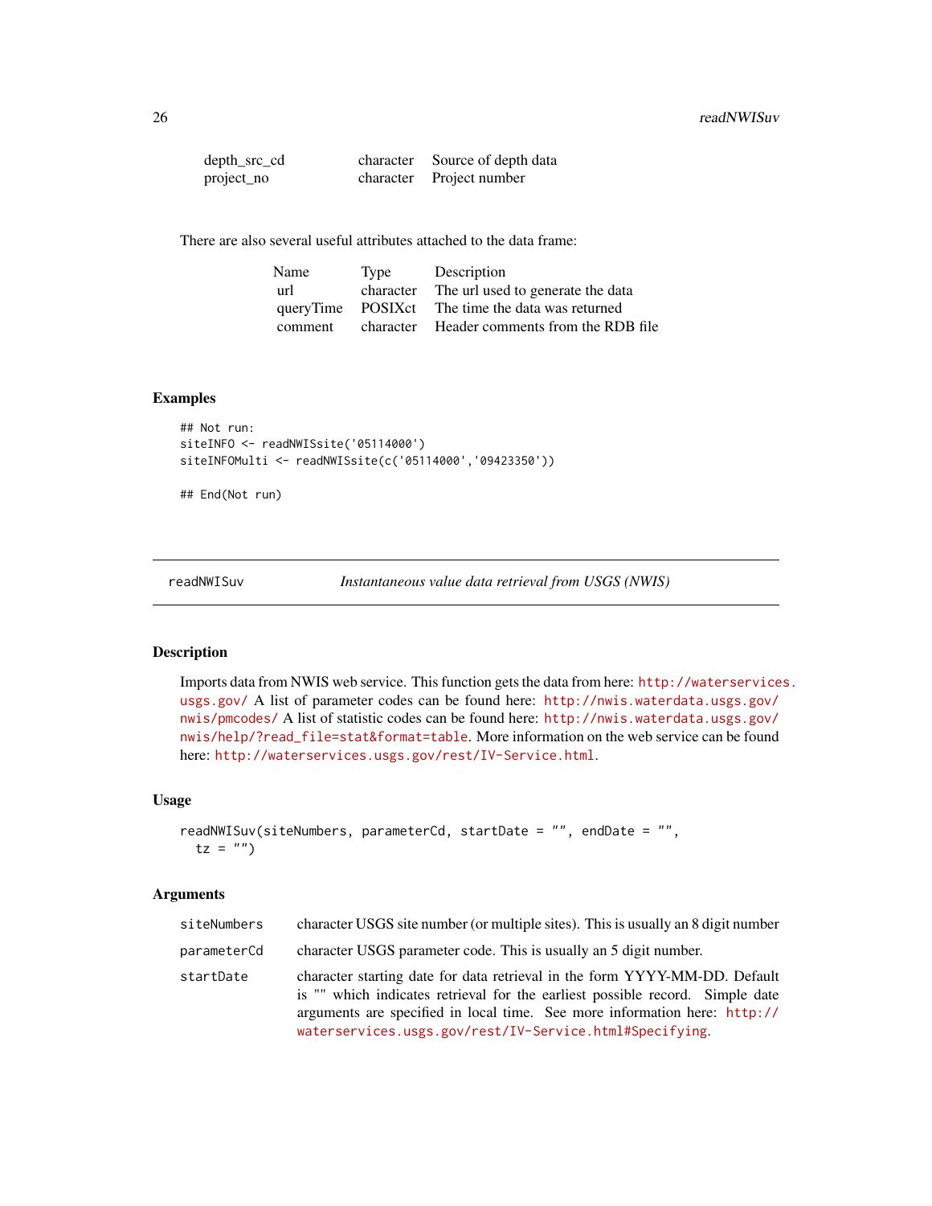| | | |
|---|---|---|
| depth_src_cd | character | Source of depth data |
| project_no | character | Project number |

There are also several useful attributes attached to the data frame:

| Name | Type | Description |
|---|---|---|
| url | character | The url used to generate the data |
| queryTime | POSIXct | The time the data was returned |
| comment | character | Header comments from the RDB file |

### Examples

```
## Not run:
siteINFO <- readNWISsite('05114000')
siteINFOMulti <- readNWISsite(c('05114000','09423350'))

## End(Not run)
```

---

## readNWISuv — *Instantaneous value data retrieval from USGS (NWIS)*

### Description

Imports data from NWIS web service. This function gets the data from here: http://waterservices.usgs.gov/ A list of parameter codes can be found here: http://nwis.waterdata.usgs.gov/nwis/pmcodes/ A list of statistic codes can be found here: http://nwis.waterdata.usgs.gov/nwis/help/?read_file=stat&format=table. More information on the web service can be found here: http://waterservices.usgs.gov/rest/IV-Service.html.

### Usage

```
readNWISuv(siteNumbers, parameterCd, startDate = "", endDate = "",
  tz = "")
```

### Arguments

| | |
|---|---|
| siteNumbers | character USGS site number (or multiple sites). This is usually an 8 digit number |
| parameterCd | character USGS parameter code. This is usually an 5 digit number. |
| startDate | character starting date for data retrieval in the form YYYY-MM-DD. Default is "" which indicates retrieval for the earliest possible record. Simple date arguments are specified in local time. See more information here: http://waterservices.usgs.gov/rest/IV-Service.html#Specifying. |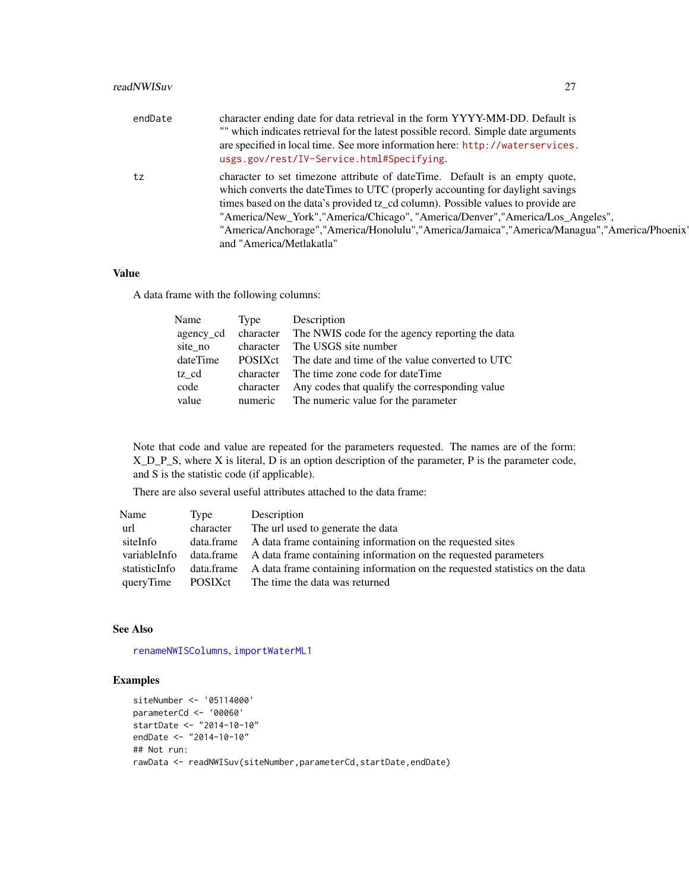endDate
: character ending date for data retrieval in the form YYYY-MM-DD. Default is "" which indicates retrieval for the latest possible record. Simple date arguments are specified in local time. See more information here: http://waterservices.usgs.gov/rest/IV-Service.html#Specifying.

tz
: character to set timezone attribute of dateTime. Default is an empty quote, which converts the dateTimes to UTC (properly accounting for daylight savings times based on the data's provided tz_cd column). Possible values to provide are "America/New_York","America/Chicago", "America/Denver","America/Los_Angeles", "America/Anchorage","America/Honolulu","America/Jamaica","America/Managua","America/Phoenix", and "America/Metlakatla"

## Value

A data frame with the following columns:

| Name | Type | Description |
|---|---|---|
| agency_cd | character | The NWIS code for the agency reporting the data |
| site_no | character | The USGS site number |
| dateTime | POSIXct | The date and time of the value converted to UTC |
| tz_cd | character | The time zone code for dateTime |
| code | character | Any codes that qualify the corresponding value |
| value | numeric | The numeric value for the parameter |

Note that code and value are repeated for the parameters requested. The names are of the form: X_D_P_S, where X is literal, D is an option description of the parameter, P is the parameter code, and S is the statistic code (if applicable).

There are also several useful attributes attached to the data frame:

| Name | Type | Description |
|---|---|---|
| url | character | The url used to generate the data |
| siteInfo | data.frame | A data frame containing information on the requested sites |
| variableInfo | data.frame | A data frame containing information on the requested parameters |
| statisticInfo | data.frame | A data frame containing information on the requested statistics on the data |
| queryTime | POSIXct | The time the data was returned |

## See Also

renameNWISColumns, importWaterML1

## Examples

```
siteNumber <- '05114000'
parameterCd <- '00060'
startDate <- "2014-10-10"
endDate <- "2014-10-10"
## Not run:
rawData <- readNWISuv(siteNumber,parameterCd,startDate,endDate)
```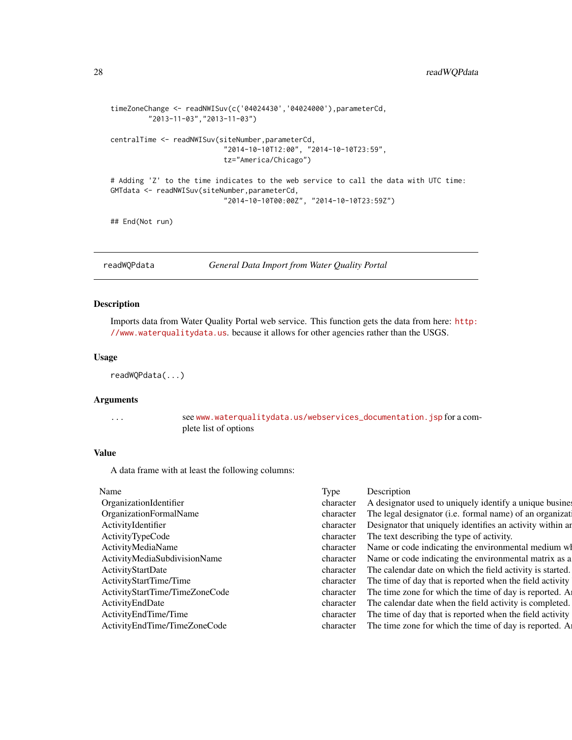```
timeZoneChange <- readNWISuv(c('04024430','04024000'),parameterCd,
         "2013-11-03","2013-11-03")

centralTime <- readNWISuv(siteNumber,parameterCd,
                           "2014-10-10T12:00", "2014-10-10T23:59",
                           tz="America/Chicago")

# Adding 'Z' to the time indicates to the web service to call the data with UTC time:
GMTdata <- readNWISuv(siteNumber,parameterCd,
                           "2014-10-10T00:00Z", "2014-10-10T23:59Z")

## End(Not run)
```

## readWQPdata — *General Data Import from Water Quality Portal*

### Description

Imports data from Water Quality Portal web service. This function gets the data from here: http://www.waterqualitydata.us. because it allows for other agencies rather than the USGS.

### Usage

```
readWQPdata(...)
```

### Arguments

| | |
|---|---|
| ... | see www.waterqualitydata.us/webservices_documentation.jsp for a complete list of options |

### Value

A data frame with at least the following columns:

| Name | Type | Description |
|---|---|---|
| OrganizationIdentifier | character | A designator used to uniquely identify a unique busines |
| OrganizationFormalName | character | The legal designator (i.e. formal name) of an organizati |
| ActivityIdentifier | character | Designator that uniquely identifies an activity within ar |
| ActivityTypeCode | character | The text describing the type of activity. |
| ActivityMediaName | character | Name or code indicating the environmental medium wl |
| ActivityMediaSubdivisionName | character | Name or code indicating the environmental matrix as a |
| ActivityStartDate | character | The calendar date on which the field activity is started. |
| ActivityStartTime/Time | character | The time of day that is reported when the field activity |
| ActivityStartTime/TimeZoneCode | character | The time zone for which the time of day is reported. Ar |
| ActivityEndDate | character | The calendar date when the field activity is completed. |
| ActivityEndTime/Time | character | The time of day that is reported when the field activity |
| ActivityEndTime/TimeZoneCode | character | The time zone for which the time of day is reported. Ar |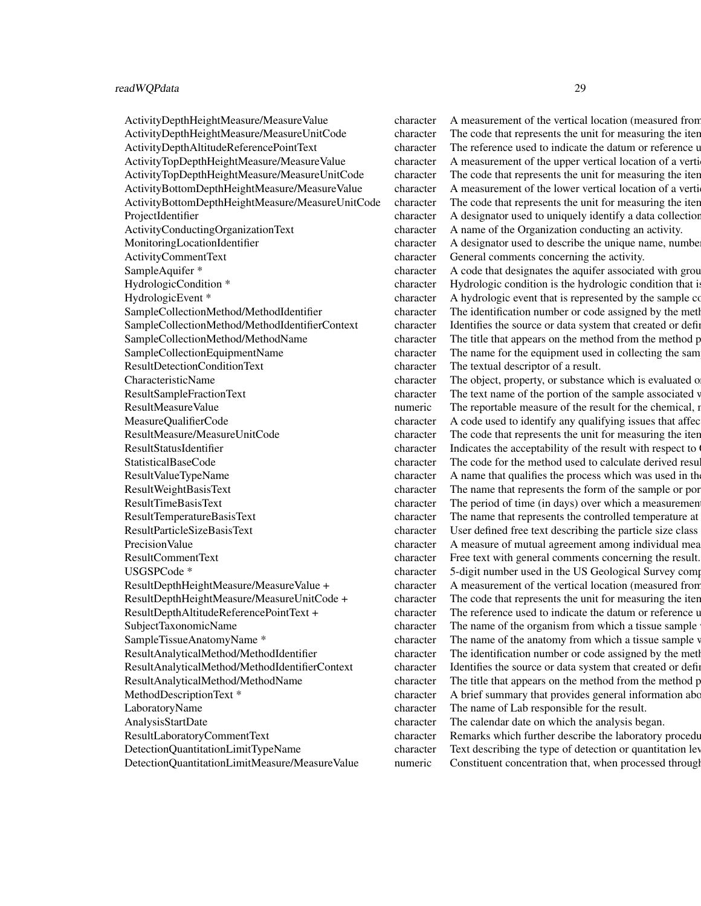| | | |
|---|---|---|
| ActivityDepthHeightMeasure/MeasureValue | character | A measurement of the vertical location (measured from |
| ActivityDepthHeightMeasure/MeasureUnitCode | character | The code that represents the unit for measuring the iten |
| ActivityDepthAltitudeReferencePointText | character | The reference used to indicate the datum or reference u |
| ActivityTopDepthHeightMeasure/MeasureValue | character | A measurement of the upper vertical location of a verti |
| ActivityTopDepthHeightMeasure/MeasureUnitCode | character | The code that represents the unit for measuring the iten |
| ActivityBottomDepthHeightMeasure/MeasureValue | character | A measurement of the lower vertical location of a verti |
| ActivityBottomDepthHeightMeasure/MeasureUnitCode | character | The code that represents the unit for measuring the iten |
| ProjectIdentifier | character | A designator used to uniquely identify a data collection |
| ActivityConductingOrganizationText | character | A name of the Organization conducting an activity. |
| MonitoringLocationIdentifier | character | A designator used to describe the unique name, number |
| ActivityCommentText | character | General comments concerning the activity. |
| SampleAquifer * | character | A code that designates the aquifer associated with grou |
| HydrologicCondition * | character | Hydrologic condition is the hydrologic condition that is |
| HydrologicEvent * | character | A hydrologic event that is represented by the sample co |
| SampleCollectionMethod/MethodIdentifier | character | The identification number or code assigned by the meth |
| SampleCollectionMethod/MethodIdentifierContext | character | Identifies the source or data system that created or defi |
| SampleCollectionMethod/MethodName | character | The title that appears on the method from the method p |
| SampleCollectionEquipmentName | character | The name for the equipment used in collecting the sam |
| ResultDetectionConditionText | character | The textual descriptor of a result. |
| CharacteristicName | character | The object, property, or substance which is evaluated o |
| ResultSampleFractionText | character | The text name of the portion of the sample associated v |
| ResultMeasureValue | numeric | The reportable measure of the result for the chemical, r |
| MeasureQualifierCode | character | A code used to identify any qualifying issues that affec |
| ResultMeasure/MeasureUnitCode | character | The code that represents the unit for measuring the iten |
| ResultStatusIdentifier | character | Indicates the acceptability of the result with respect to |
| StatisticalBaseCode | character | The code for the method used to calculate derived resu |
| ResultValueTypeName | character | A name that qualifies the process which was used in th |
| ResultWeightBasisText | character | The name that represents the form of the sample or por |
| ResultTimeBasisText | character | The period of time (in days) over which a measurement |
| ResultTemperatureBasisText | character | The name that represents the controlled temperature at |
| ResultParticleSizeBasisText | character | User defined free text describing the particle size class |
| PrecisionValue | character | A measure of mutual agreement among individual mea |
| ResultCommentText | character | Free text with general comments concerning the result. |
| USGSPCode * | character | 5-digit number used in the US Geological Survey comp |
| ResultDepthHeightMeasure/MeasureValue + | character | A measurement of the vertical location (measured from |
| ResultDepthHeightMeasure/MeasureUnitCode + | character | The code that represents the unit for measuring the iten |
| ResultDepthAltitudeReferencePointText + | character | The reference used to indicate the datum or reference u |
| SubjectTaxonomicName | character | The name of the organism from which a tissue sample |
| SampleTissueAnatomyName * | character | The name of the anatomy from which a tissue sample v |
| ResultAnalyticalMethod/MethodIdentifier | character | The identification number or code assigned by the meth |
| ResultAnalyticalMethod/MethodIdentifierContext | character | Identifies the source or data system that created or defi |
| ResultAnalyticalMethod/MethodName | character | The title that appears on the method from the method p |
| MethodDescriptionText * | character | A brief summary that provides general information abo |
| LaboratoryName | character | The name of Lab responsible for the result. |
| AnalysisStartDate | character | The calendar date on which the analysis began. |
| ResultLaboratoryCommentText | character | Remarks which further describe the laboratory procedu |
| DetectionQuantitationLimitTypeName | character | Text describing the type of detection or quantitation lev |
| DetectionQuantitationLimitMeasure/MeasureValue | numeric | Constituent concentration that, when processed throug |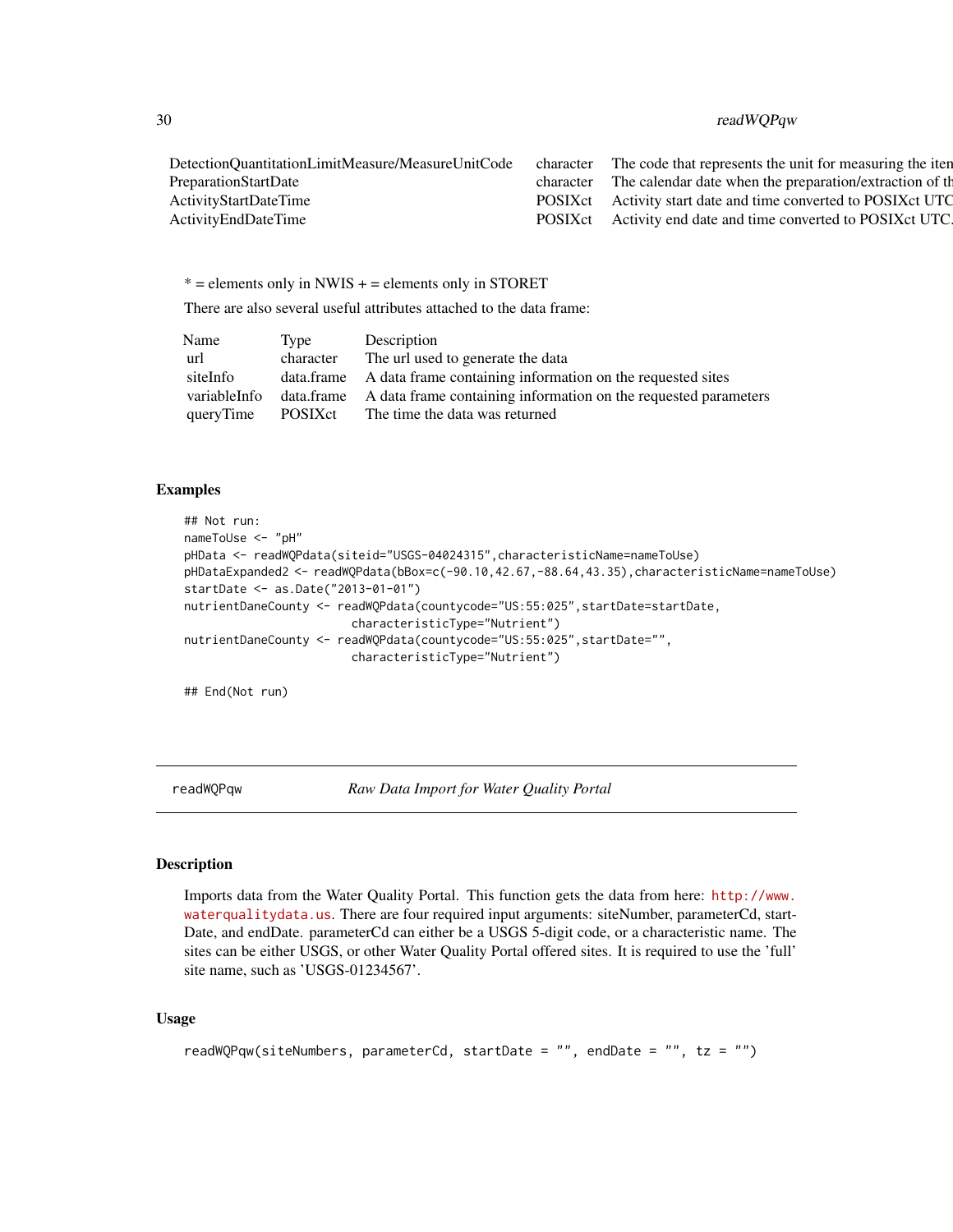| | | |
|---|---|---|
| DetectionQuantitationLimitMeasure/MeasureUnitCode | character | The code that represents the unit for measuring the iten |
| PreparationStartDate | character | The calendar date when the preparation/extraction of th |
| ActivityStartDateTime | POSIXct | Activity start date and time converted to POSIXct UTC |
| ActivityEndDateTime | POSIXct | Activity end date and time converted to POSIXct UTC. |

* = elements only in NWIS + = elements only in STORET

There are also several useful attributes attached to the data frame:

| Name | Type | Description |
|---|---|---|
| url | character | The url used to generate the data |
| siteInfo | data.frame | A data frame containing information on the requested sites |
| variableInfo | data.frame | A data frame containing information on the requested parameters |
| queryTime | POSIXct | The time the data was returned |

## Examples

```
## Not run:
nameToUse <- "pH"
pHData <- readWQPdata(siteid="USGS-04024315",characteristicName=nameToUse)
pHDataExpanded2 <- readWQPdata(bBox=c(-90.10,42.67,-88.64,43.35),characteristicName=nameToUse)
startDate <- as.Date("2013-01-01")
nutrientDaneCounty <- readWQPdata(countycode="US:55:025",startDate=startDate,
                        characteristicType="Nutrient")
nutrientDaneCounty <- readWQPdata(countycode="US:55:025",startDate="",
                        characteristicType="Nutrient")

## End(Not run)
```

---

# readWQPqw — *Raw Data Import for Water Quality Portal*

---

## Description

Imports data from the Water Quality Portal. This function gets the data from here: http://www.waterqualitydata.us. There are four required input arguments: siteNumber, parameterCd, startDate, and endDate. parameterCd can either be a USGS 5-digit code, or a characteristic name. The sites can be either USGS, or other Water Quality Portal offered sites. It is required to use the 'full' site name, such as 'USGS-01234567'.

## Usage

```
readWQPqw(siteNumbers, parameterCd, startDate = "", endDate = "", tz = "")
```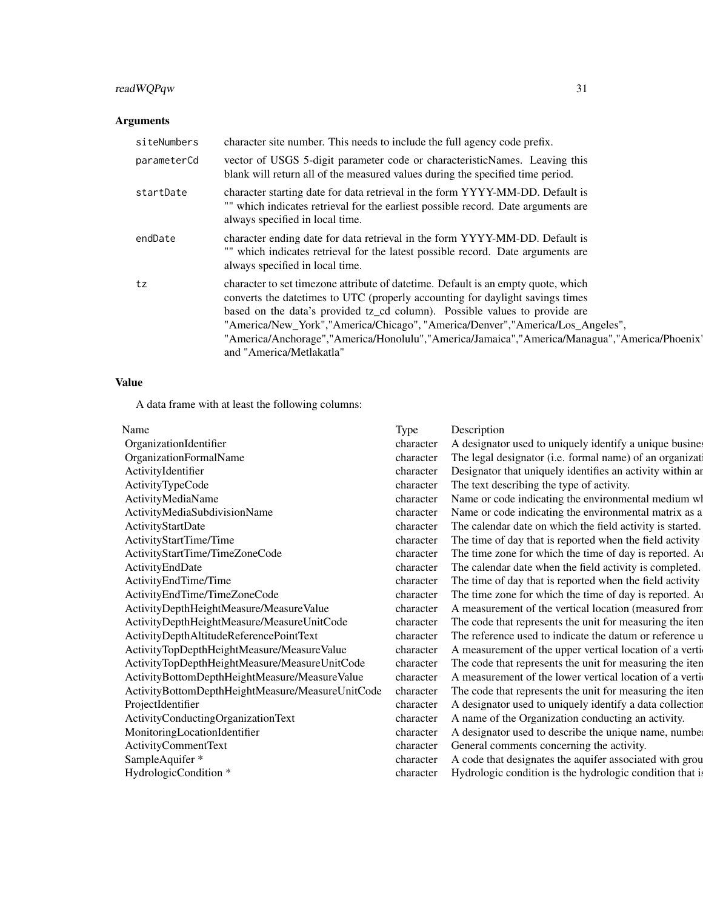## Arguments

| | |
|---|---|
| siteNumbers | character site number. This needs to include the full agency code prefix. |
| parameterCd | vector of USGS 5-digit parameter code or characteristicNames. Leaving this blank will return all of the measured values during the specified time period. |
| startDate | character starting date for data retrieval in the form YYYY-MM-DD. Default is "" which indicates retrieval for the earliest possible record. Date arguments are always specified in local time. |
| endDate | character ending date for data retrieval in the form YYYY-MM-DD. Default is "" which indicates retrieval for the latest possible record. Date arguments are always specified in local time. |
| tz | character to set timezone attribute of datetime. Default is an empty quote, which converts the datetimes to UTC (properly accounting for daylight savings times based on the data's provided tz_cd column). Possible values to provide are "America/New_York","America/Chicago", "America/Denver","America/Los_Angeles", "America/Anchorage","America/Honolulu","America/Jamaica","America/Managua","America/Phoenix" and "America/Metlakatla" |

## Value

A data frame with at least the following columns:

| Name | Type | Description |
|---|---|---|
| OrganizationIdentifier | character | A designator used to uniquely identify a unique busines |
| OrganizationFormalName | character | The legal designator (i.e. formal name) of an organizati |
| ActivityIdentifier | character | Designator that uniquely identifies an activity within ar |
| ActivityTypeCode | character | The text describing the type of activity. |
| ActivityMediaName | character | Name or code indicating the environmental medium wh |
| ActivityMediaSubdivisionName | character | Name or code indicating the environmental matrix as a |
| ActivityStartDate | character | The calendar date on which the field activity is started. |
| ActivityStartTime/Time | character | The time of day that is reported when the field activity |
| ActivityStartTime/TimeZoneCode | character | The time zone for which the time of day is reported. Ar |
| ActivityEndDate | character | The calendar date when the field activity is completed. |
| ActivityEndTime/Time | character | The time of day that is reported when the field activity |
| ActivityEndTime/TimeZoneCode | character | The time zone for which the time of day is reported. Ar |
| ActivityDepthHeightMeasure/MeasureValue | character | A measurement of the vertical location (measured from |
| ActivityDepthHeightMeasure/MeasureUnitCode | character | The code that represents the unit for measuring the iten |
| ActivityDepthAltitudeReferencePointText | character | The reference used to indicate the datum or reference u |
| ActivityTopDepthHeightMeasure/MeasureValue | character | A measurement of the upper vertical location of a vertic |
| ActivityTopDepthHeightMeasure/MeasureUnitCode | character | The code that represents the unit for measuring the iten |
| ActivityBottomDepthHeightMeasure/MeasureValue | character | A measurement of the lower vertical location of a vertic |
| ActivityBottomDepthHeightMeasure/MeasureUnitCode | character | The code that represents the unit for measuring the iten |
| ProjectIdentifier | character | A designator used to uniquely identify a data collection |
| ActivityConductingOrganizationText | character | A name of the Organization conducting an activity. |
| MonitoringLocationIdentifier | character | A designator used to describe the unique name, number |
| ActivityCommentText | character | General comments concerning the activity. |
| SampleAquifer * | character | A code that designates the aquifer associated with grou |
| HydrologicCondition * | character | Hydrologic condition is the hydrologic condition that is |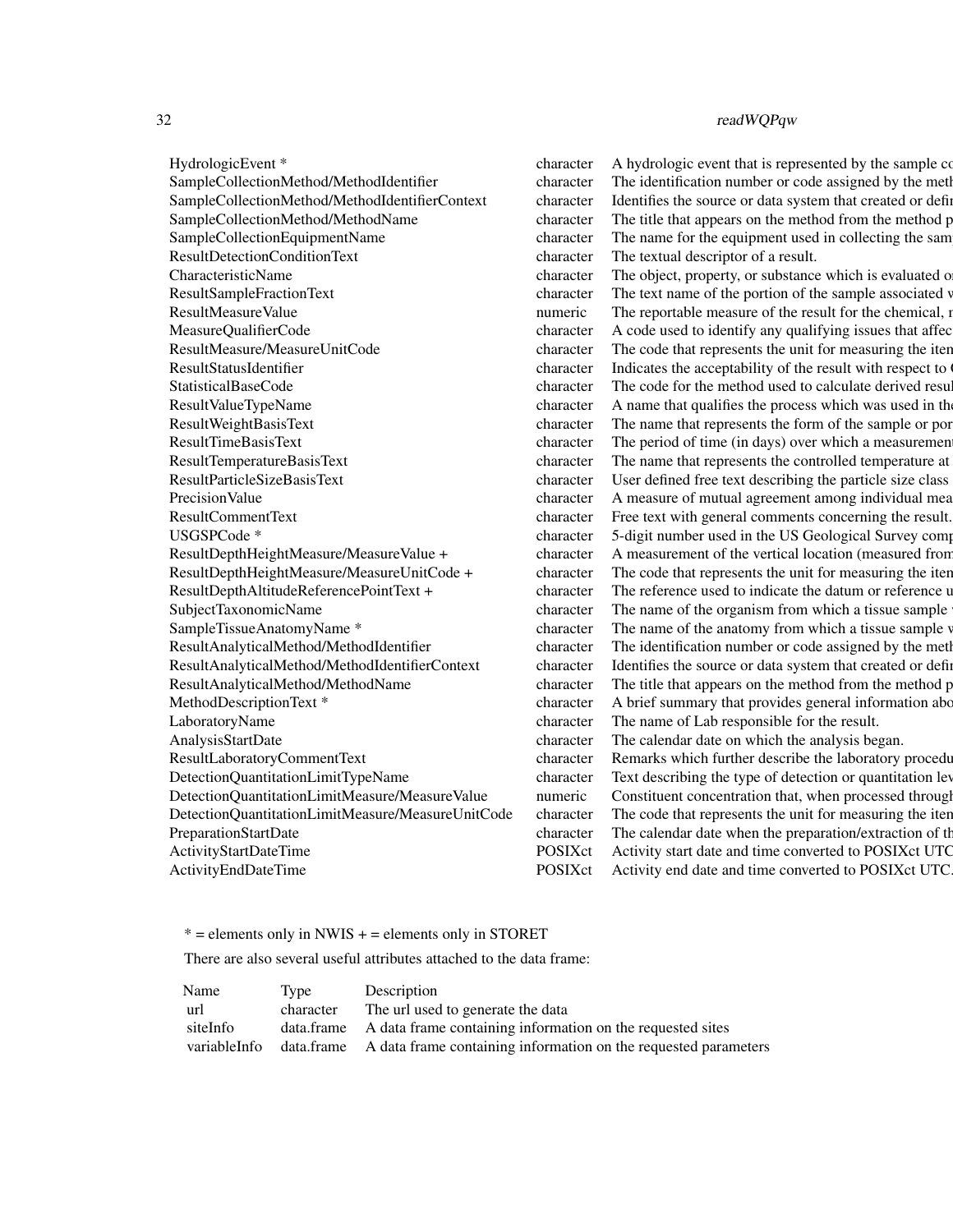| | | |
|---|---|---|
| HydrologicEvent * | character | A hydrologic event that is represented by the sample co |
| SampleCollectionMethod/MethodIdentifier | character | The identification number or code assigned by the meth |
| SampleCollectionMethod/MethodIdentifierContext | character | Identifies the source or data system that created or defin |
| SampleCollectionMethod/MethodName | character | The title that appears on the method from the method p |
| SampleCollectionEquipmentName | character | The name for the equipment used in collecting the sam |
| ResultDetectionConditionText | character | The textual descriptor of a result. |
| CharacteristicName | character | The object, property, or substance which is evaluated or |
| ResultSampleFractionText | character | The text name of the portion of the sample associated w |
| ResultMeasureValue | numeric | The reportable measure of the result for the chemical, r |
| MeasureQualifierCode | character | A code used to identify any qualifying issues that affec |
| ResultMeasure/MeasureUnitCode | character | The code that represents the unit for measuring the item |
| ResultStatusIdentifier | character | Indicates the acceptability of the result with respect to Q |
| StatisticalBaseCode | character | The code for the method used to calculate derived resul |
| ResultValueTypeName | character | A name that qualifies the process which was used in the |
| ResultWeightBasisText | character | The name that represents the form of the sample or por |
| ResultTimeBasisText | character | The period of time (in days) over which a measurement |
| ResultTemperatureBasisText | character | The name that represents the controlled temperature at |
| ResultParticleSizeBasisText | character | User defined free text describing the particle size class |
| PrecisionValue | character | A measure of mutual agreement among individual mea |
| ResultCommentText | character | Free text with general comments concerning the result. |
| USGSPCode * | character | 5-digit number used in the US Geological Survey comp |
| ResultDepthHeightMeasure/MeasureValue + | character | A measurement of the vertical location (measured from |
| ResultDepthHeightMeasure/MeasureUnitCode + | character | The code that represents the unit for measuring the item |
| ResultDepthAltitudeReferencePointText + | character | The reference used to indicate the datum or reference u |
| SubjectTaxonomicName | character | The name of the organism from which a tissue sample w |
| SampleTissueAnatomyName * | character | The name of the anatomy from which a tissue sample w |
| ResultAnalyticalMethod/MethodIdentifier | character | The identification number or code assigned by the meth |
| ResultAnalyticalMethod/MethodIdentifierContext | character | Identifies the source or data system that created or defin |
| ResultAnalyticalMethod/MethodName | character | The title that appears on the method from the method p |
| MethodDescriptionText * | character | A brief summary that provides general information abo |
| LaboratoryName | character | The name of Lab responsible for the result. |
| AnalysisStartDate | character | The calendar date on which the analysis began. |
| ResultLaboratoryCommentText | character | Remarks which further describe the laboratory procedu |
| DetectionQuantitationLimitTypeName | character | Text describing the type of detection or quantitation lev |
| DetectionQuantitationLimitMeasure/MeasureValue | numeric | Constituent concentration that, when processed through |
| DetectionQuantitationLimitMeasure/MeasureUnitCode | character | The code that represents the unit for measuring the item |
| PreparationStartDate | character | The calendar date when the preparation/extraction of th |
| ActivityStartDateTime | POSIXct | Activity start date and time converted to POSIXct UTC |
| ActivityEndDateTime | POSIXct | Activity end date and time converted to POSIXct UTC. |

* = elements only in NWIS + = elements only in STORET

There are also several useful attributes attached to the data frame:

| Name | Type | Description |
|---|---|---|
| url | character | The url used to generate the data |
| siteInfo | data.frame | A data frame containing information on the requested sites |
| variableInfo | data.frame | A data frame containing information on the requested parameters |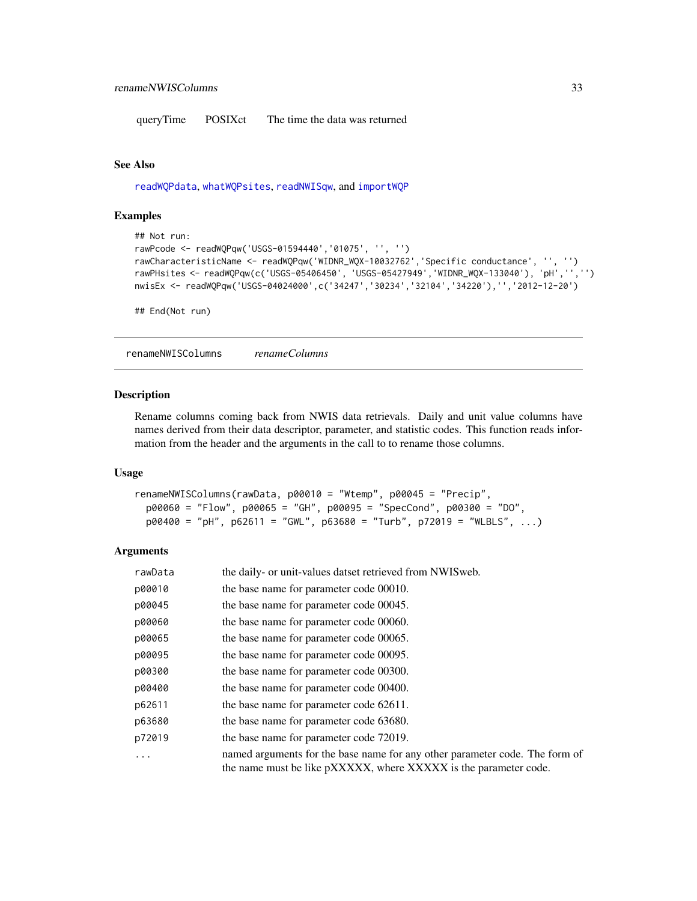| | | |
|---|---|---|
| queryTime | POSIXct | The time the data was returned |

### See Also

readWQPdata, whatWQPsites, readNWISqw, and importWQP

### Examples

```
## Not run:
rawPcode <- readWQPqw('USGS-01594440','01075', '', '')
rawCharacteristicName <- readWQPqw('WIDNR_WQX-10032762','Specific conductance', '', '')
rawPHsites <- readWQPqw(c('USGS-05406450', 'USGS-05427949','WIDNR_WQX-133040'), 'pH','','')
nwisEx <- readWQPqw('USGS-04024000',c('34247','30234','32104','34220'),'','2012-12-20')

## End(Not run)
```

---

## renameNWISColumns *renameColumns*

### Description

Rename columns coming back from NWIS data retrievals. Daily and unit value columns have names derived from their data descriptor, parameter, and statistic codes. This function reads information from the header and the arguments in the call to to rename those columns.

### Usage

```
renameNWISColumns(rawData, p00010 = "Wtemp", p00045 = "Precip",
  p00060 = "Flow", p00065 = "GH", p00095 = "SpecCond", p00300 = "DO",
  p00400 = "pH", p62611 = "GWL", p63680 = "Turb", p72019 = "WLBLS", ...)
```

### Arguments

| | |
|---|---|
| rawData | the daily- or unit-values datset retrieved from NWISweb. |
| p00010 | the base name for parameter code 00010. |
| p00045 | the base name for parameter code 00045. |
| p00060 | the base name for parameter code 00060. |
| p00065 | the base name for parameter code 00065. |
| p00095 | the base name for parameter code 00095. |
| p00300 | the base name for parameter code 00300. |
| p00400 | the base name for parameter code 00400. |
| p62611 | the base name for parameter code 62611. |
| p63680 | the base name for parameter code 63680. |
| p72019 | the base name for parameter code 72019. |
| ... | named arguments for the base name for any other parameter code. The form of the name must be like pXXXXX, where XXXXX is the parameter code. |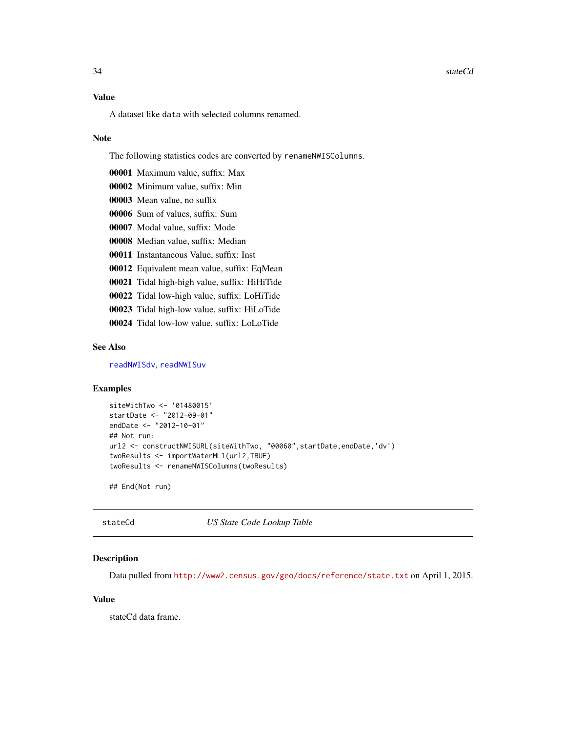### Value

A dataset like `data` with selected columns renamed.

### Note

The following statistics codes are converted by `renameNWISColumns`.

**00001** Maximum value, suffix: Max

**00002** Minimum value, suffix: Min

**00003** Mean value, no suffix

**00006** Sum of values, suffix: Sum

**00007** Modal value, suffix: Mode

**00008** Median value, suffix: Median

**00011** Instantaneous Value, suffix: Inst

**00012** Equivalent mean value, suffix: EqMean

**00021** Tidal high-high value, suffix: HiHiTide

**00022** Tidal low-high value, suffix: LoHiTide

**00023** Tidal high-low value, suffix: HiLoTide

**00024** Tidal low-low value, suffix: LoLoTide

### See Also

readNWISdv, readNWISuv

### Examples

```
siteWithTwo <- '01480015'
startDate <- "2012-09-01"
endDate <- "2012-10-01"
## Not run:
url2 <- constructNWISURL(siteWithTwo, "00060",startDate,endDate,'dv')
twoResults <- importWaterML1(url2,TRUE)
twoResults <- renameNWISColumns(twoResults)

## End(Not run)
```

---

## stateCd — *US State Code Lookup Table*

---

### Description

Data pulled from http://www2.census.gov/geo/docs/reference/state.txt on April 1, 2015.

### Value

stateCd data frame.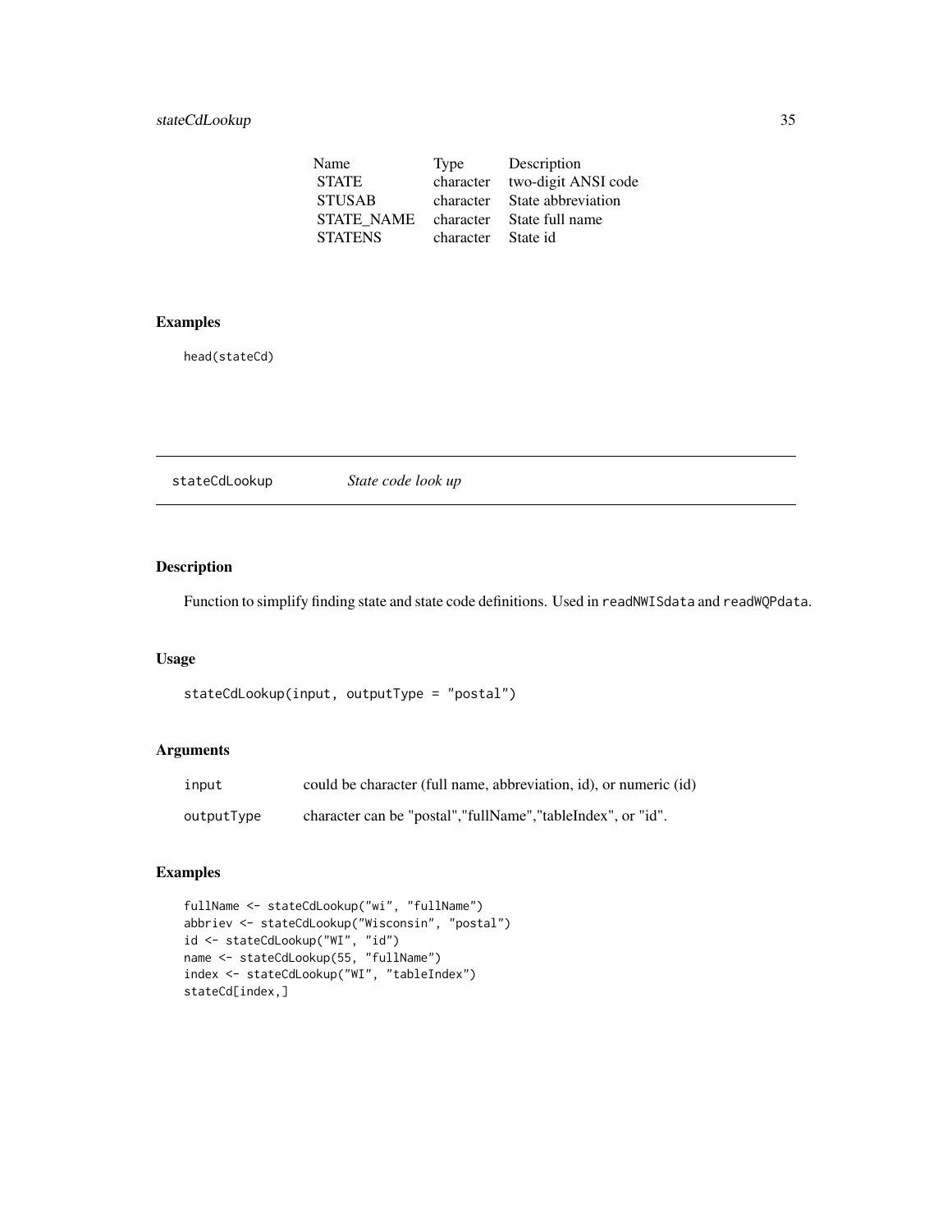| Name | Type | Description |
|---|---|---|
| STATE | character | two-digit ANSI code |
| STUSAB | character | State abbreviation |
| STATE_NAME | character | State full name |
| STATENS | character | State id |

### Examples

```
head(stateCd)
```

---

## stateCdLookup *State code look up*

---

### Description

Function to simplify finding state and state code definitions. Used in `readNWISdata` and `readWQPdata`.

### Usage

```
stateCdLookup(input, outputType = "postal")
```

### Arguments

| | |
|---|---|
| `input` | could be character (full name, abbreviation, id), or numeric (id) |
| `outputType` | character can be "postal","fullName","tableIndex", or "id". |

### Examples

```
fullName <- stateCdLookup("wi", "fullName")
abbriev <- stateCdLookup("Wisconsin", "postal")
id <- stateCdLookup("WI", "id")
name <- stateCdLookup(55, "fullName")
index <- stateCdLookup("WI", "tableIndex")
stateCd[index,]
```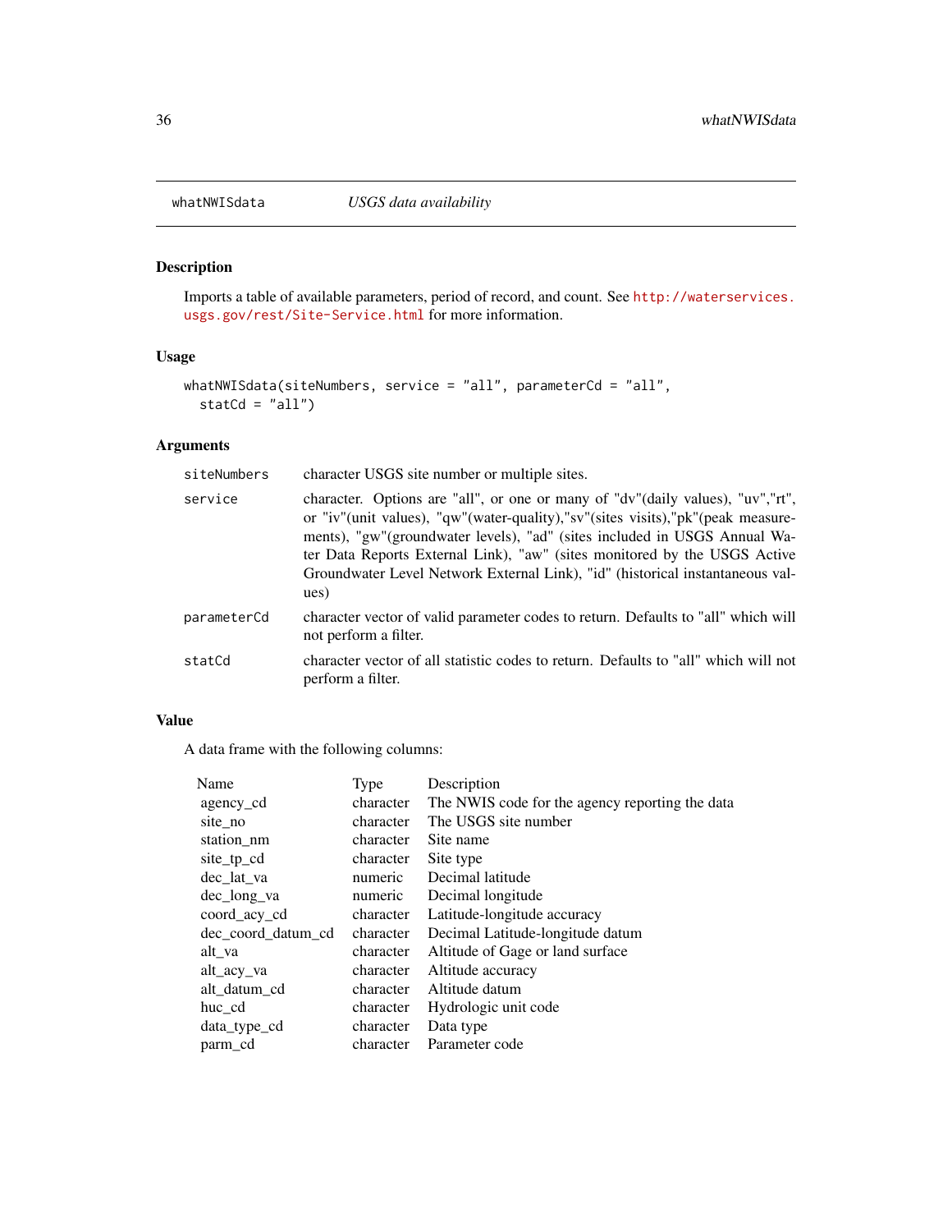`whatNWISdata` *USGS data availability*

## Description

Imports a table of available parameters, period of record, and count. See http://waterservices.usgs.gov/rest/Site-Service.html for more information.

## Usage

```
whatNWISdata(siteNumbers, service = "all", parameterCd = "all",
  statCd = "all")
```

## Arguments

| | |
|---|---|
| `siteNumbers` | character USGS site number or multiple sites. |
| `service` | character. Options are "all", or one or many of "dv"(daily values), "uv","rt", or "iv"(unit values), "qw"(water-quality),"sv"(sites visits),"pk"(peak measurements), "gw"(groundwater levels), "ad" (sites included in USGS Annual Water Data Reports External Link), "aw" (sites monitored by the USGS Active Groundwater Level Network External Link), "id" (historical instantaneous values) |
| `parameterCd` | character vector of valid parameter codes to return. Defaults to "all" which will not perform a filter. |
| `statCd` | character vector of all statistic codes to return. Defaults to "all" which will not perform a filter. |

## Value

A data frame with the following columns:

| Name | Type | Description |
|---|---|---|
| agency_cd | character | The NWIS code for the agency reporting the data |
| site_no | character | The USGS site number |
| station_nm | character | Site name |
| site_tp_cd | character | Site type |
| dec_lat_va | numeric | Decimal latitude |
| dec_long_va | numeric | Decimal longitude |
| coord_acy_cd | character | Latitude-longitude accuracy |
| dec_coord_datum_cd | character | Decimal Latitude-longitude datum |
| alt_va | character | Altitude of Gage or land surface |
| alt_acy_va | character | Altitude accuracy |
| alt_datum_cd | character | Altitude datum |
| huc_cd | character | Hydrologic unit code |
| data_type_cd | character | Data type |
| parm_cd | character | Parameter code |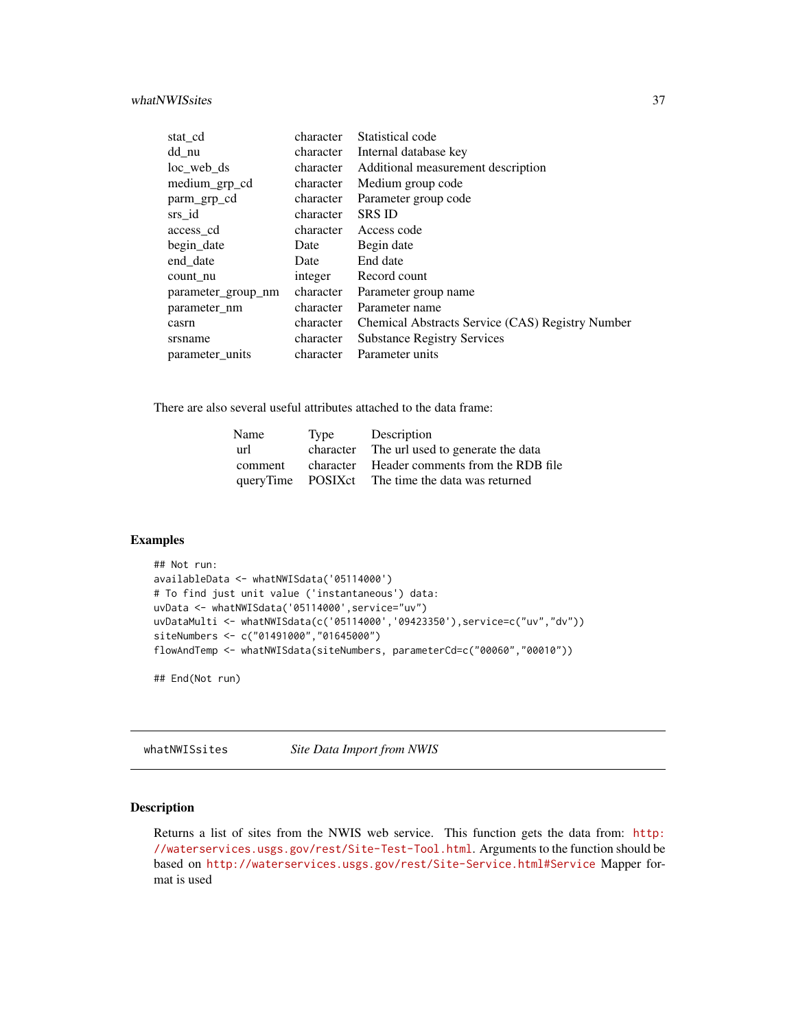| | | |
|---|---|---|
| stat_cd | character | Statistical code |
| dd_nu | character | Internal database key |
| loc_web_ds | character | Additional measurement description |
| medium_grp_cd | character | Medium group code |
| parm_grp_cd | character | Parameter group code |
| srs_id | character | SRS ID |
| access_cd | character | Access code |
| begin_date | Date | Begin date |
| end_date | Date | End date |
| count_nu | integer | Record count |
| parameter_group_nm | character | Parameter group name |
| parameter_nm | character | Parameter name |
| casrn | character | Chemical Abstracts Service (CAS) Registry Number |
| srsname | character | Substance Registry Services |
| parameter_units | character | Parameter units |

There are also several useful attributes attached to the data frame:

| Name | Type | Description |
|---|---|---|
| url | character | The url used to generate the data |
| comment | character | Header comments from the RDB file |
| queryTime | POSIXct | The time the data was returned |

## Examples

```
## Not run:
availableData <- whatNWISdata('05114000')
# To find just unit value ('instantaneous') data:
uvData <- whatNWISdata('05114000',service="uv")
uvDataMulti <- whatNWISdata(c('05114000','09423350'),service=c("uv","dv"))
siteNumbers <- c("01491000","01645000")
flowAndTemp <- whatNWISdata(siteNumbers, parameterCd=c("00060","00010"))

## End(Not run)
```

---

`whatNWISsites` *Site Data Import from NWIS*

---

## Description

Returns a list of sites from the NWIS web service. This function gets the data from: http://waterservices.usgs.gov/rest/Site-Test-Tool.html. Arguments to the function should be based on http://waterservices.usgs.gov/rest/Site-Service.html#Service Mapper format is used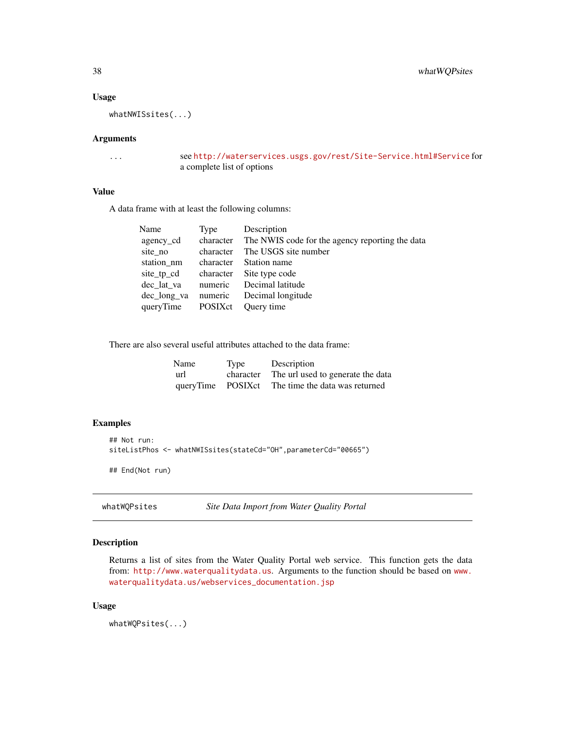### Usage

```
whatNWISsites(...)
```

### Arguments

| | |
|---|---|
| ... | see http://waterservices.usgs.gov/rest/Site-Service.html#Service for a complete list of options |

### Value

A data frame with at least the following columns:

| Name | Type | Description |
|---|---|---|
| agency_cd | character | The NWIS code for the agency reporting the data |
| site_no | character | The USGS site number |
| station_nm | character | Station name |
| site_tp_cd | character | Site type code |
| dec_lat_va | numeric | Decimal latitude |
| dec_long_va | numeric | Decimal longitude |
| queryTime | POSIXct | Query time |

There are also several useful attributes attached to the data frame:

| Name | Type | Description |
|---|---|---|
| url | character | The url used to generate the data |
| queryTime | POSIXct | The time the data was returned |

### Examples

```
## Not run:
siteListPhos <- whatNWISsites(stateCd="OH",parameterCd="00665")

## End(Not run)
```

---

## whatWQPsites &nbsp;&nbsp;&nbsp;&nbsp; *Site Data Import from Water Quality Portal*

---

### Description

Returns a list of sites from the Water Quality Portal web service. This function gets the data from: http://www.waterqualitydata.us. Arguments to the function should be based on www.waterqualitydata.us/webservices_documentation.jsp

### Usage

```
whatWQPsites(...)
```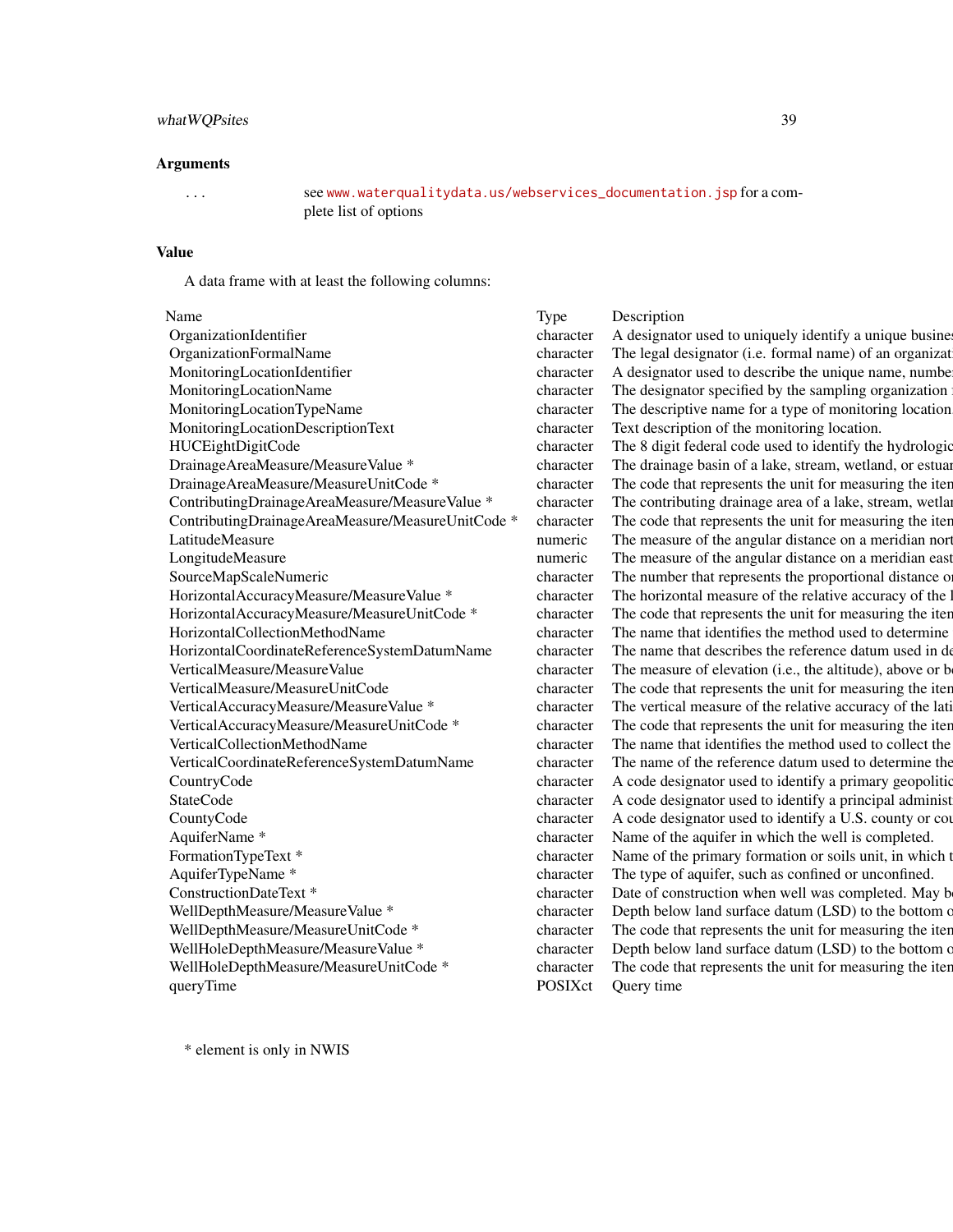## Arguments

... see www.waterqualitydata.us/webservices_documentation.jsp for a complete list of options

## Value

A data frame with at least the following columns:

| Name | Type | Description |
|---|---|---|
| OrganizationIdentifier | character | A designator used to uniquely identify a unique busines |
| OrganizationFormalName | character | The legal designator (i.e. formal name) of an organizat |
| MonitoringLocationIdentifier | character | A designator used to describe the unique name, numbe |
| MonitoringLocationName | character | The designator specified by the sampling organization |
| MonitoringLocationTypeName | character | The descriptive name for a type of monitoring location |
| MonitoringLocationDescriptionText | character | Text description of the monitoring location. |
| HUCEightDigitCode | character | The 8 digit federal code used to identify the hydrologic |
| DrainageAreaMeasure/MeasureValue * | character | The drainage basin of a lake, stream, wetland, or estuar |
| DrainageAreaMeasure/MeasureUnitCode * | character | The code that represents the unit for measuring the iten |
| ContributingDrainageAreaMeasure/MeasureValue * | character | The contributing drainage area of a lake, stream, wetlar |
| ContributingDrainageAreaMeasure/MeasureUnitCode * | character | The code that represents the unit for measuring the iten |
| LatitudeMeasure | numeric | The measure of the angular distance on a meridian nort |
| LongitudeMeasure | numeric | The measure of the angular distance on a meridian east |
| SourceMapScaleNumeric | character | The number that represents the proportional distance or |
| HorizontalAccuracyMeasure/MeasureValue * | character | The horizontal measure of the relative accuracy of the l |
| HorizontalAccuracyMeasure/MeasureUnitCode * | character | The code that represents the unit for measuring the iten |
| HorizontalCollectionMethodName | character | The name that identifies the method used to determine |
| HorizontalCoordinateReferenceSystemDatumName | character | The name that describes the reference datum used in de |
| VerticalMeasure/MeasureValue | character | The measure of elevation (i.e., the altitude), above or be |
| VerticalMeasure/MeasureUnitCode | character | The code that represents the unit for measuring the iten |
| VerticalAccuracyMeasure/MeasureValue * | character | The vertical measure of the relative accuracy of the lati |
| VerticalAccuracyMeasure/MeasureUnitCode * | character | The code that represents the unit for measuring the iten |
| VerticalCollectionMethodName | character | The name that identifies the method used to collect the |
| VerticalCoordinateReferenceSystemDatumName | character | The name of the reference datum used to determine the |
| CountryCode | character | A code designator used to identify a primary geopolitic |
| StateCode | character | A code designator used to identify a principal administ |
| CountyCode | character | A code designator used to identify a U.S. county or cou |
| AquiferName * | character | Name of the aquifer in which the well is completed. |
| FormationTypeText * | character | Name of the primary formation or soils unit, in which t |
| AquiferTypeName * | character | The type of aquifer, such as confined or unconfined. |
| ConstructionDateText * | character | Date of construction when well was completed. May be |
| WellDepthMeasure/MeasureValue * | character | Depth below land surface datum (LSD) to the bottom o |
| WellDepthMeasure/MeasureUnitCode * | character | The code that represents the unit for measuring the iten |
| WellHoleDepthMeasure/MeasureValue * | character | Depth below land surface datum (LSD) to the bottom o |
| WellHoleDepthMeasure/MeasureUnitCode * | character | The code that represents the unit for measuring the iten |
| queryTime | POSIXct | Query time |

* element is only in NWIS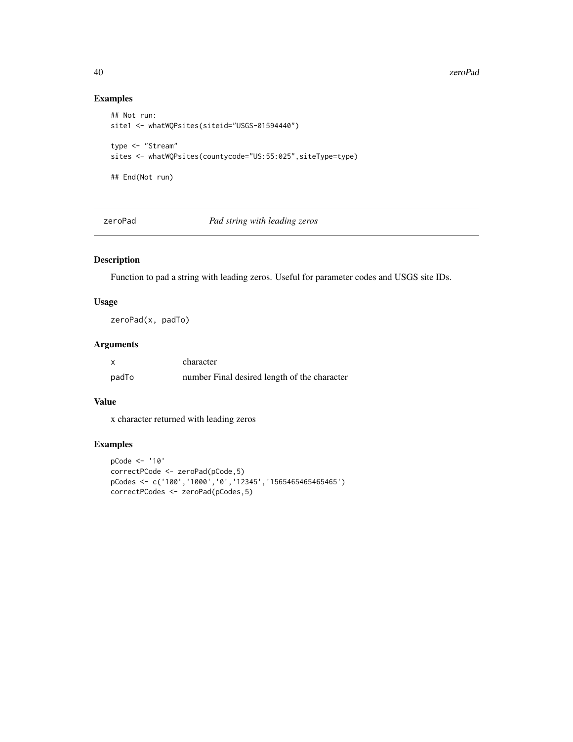## Examples

```
## Not run:
site1 <- whatWQPsites(siteid="USGS-01594440")

type <- "Stream"
sites <- whatWQPsites(countycode="US:55:025",siteType=type)

## End(Not run)
```

---

# zeroPad — *Pad string with leading zeros*

---

## Description

Function to pad a string with leading zeros. Useful for parameter codes and USGS site IDs.

## Usage

```
zeroPad(x, padTo)
```

## Arguments

| | |
|---|---|
| x | character |
| padTo | number Final desired length of the character |

## Value

x character returned with leading zeros

## Examples

```
pCode <- '10'
correctPCode <- zeroPad(pCode,5)
pCodes <- c('100','1000','0','12345','1565465465465465')
correctPCodes <- zeroPad(pCodes,5)
```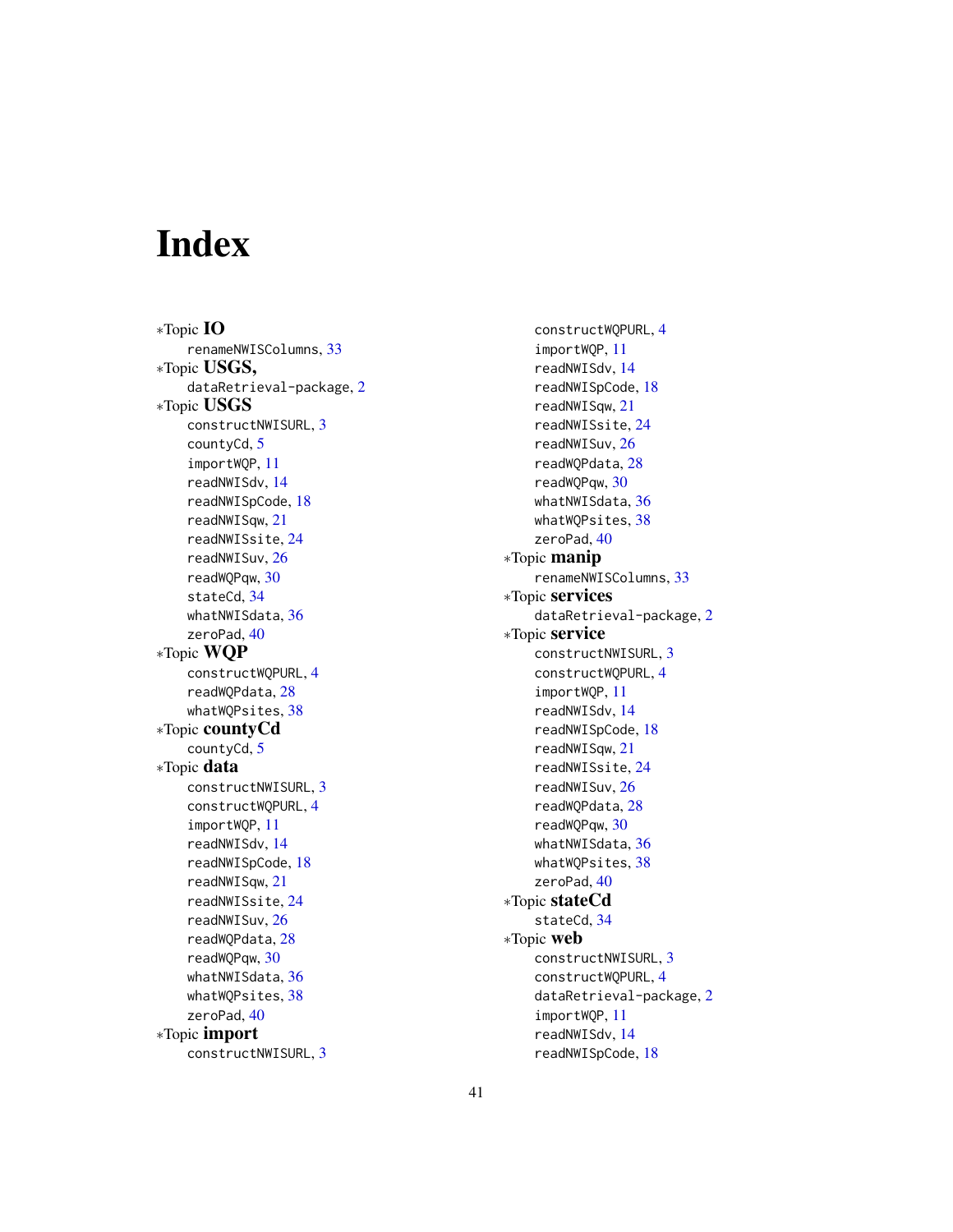# Index

*Topic **IO**
- renameNWISColumns, 33

*Topic **USGS,**
- dataRetrieval-package, 2

*Topic **USGS**
- constructNWISURL, 3
- countyCd, 5
- importWQP, 11
- readNWISdv, 14
- readNWISpCode, 18
- readNWISqw, 21
- readNWISsite, 24
- readNWISuv, 26
- readWQPqw, 30
- stateCd, 34
- whatNWISdata, 36
- zeroPad, 40

*Topic **WQP**
- constructWQPURL, 4
- readWQPdata, 28
- whatWQPsites, 38

*Topic **countyCd**
- countyCd, 5

*Topic **data**
- constructNWISURL, 3
- constructWQPURL, 4
- importWQP, 11
- readNWISdv, 14
- readNWISpCode, 18
- readNWISqw, 21
- readNWISsite, 24
- readNWISuv, 26
- readWQPdata, 28
- readWQPqw, 30
- whatNWISdata, 36
- whatWQPsites, 38
- zeroPad, 40

*Topic **import**
- constructNWISURL, 3
- constructWQPURL, 4
- importWQP, 11
- readNWISdv, 14
- readNWISpCode, 18
- readNWISqw, 21
- readNWISsite, 24
- readNWISuv, 26
- readWQPdata, 28
- readWQPqw, 30
- whatNWISdata, 36
- whatWQPsites, 38
- zeroPad, 40

*Topic **manip**
- renameNWISColumns, 33

*Topic **services**
- dataRetrieval-package, 2

*Topic **service**
- constructNWISURL, 3
- constructWQPURL, 4
- importWQP, 11
- readNWISdv, 14
- readNWISpCode, 18
- readNWISqw, 21
- readNWISsite, 24
- readNWISuv, 26
- readWQPdata, 28
- readWQPqw, 30
- whatNWISdata, 36
- whatWQPsites, 38
- zeroPad, 40

*Topic **stateCd**
- stateCd, 34

*Topic **web**
- constructNWISURL, 3
- constructWQPURL, 4
- dataRetrieval-package, 2
- importWQP, 11
- readNWISdv, 14
- readNWISpCode, 18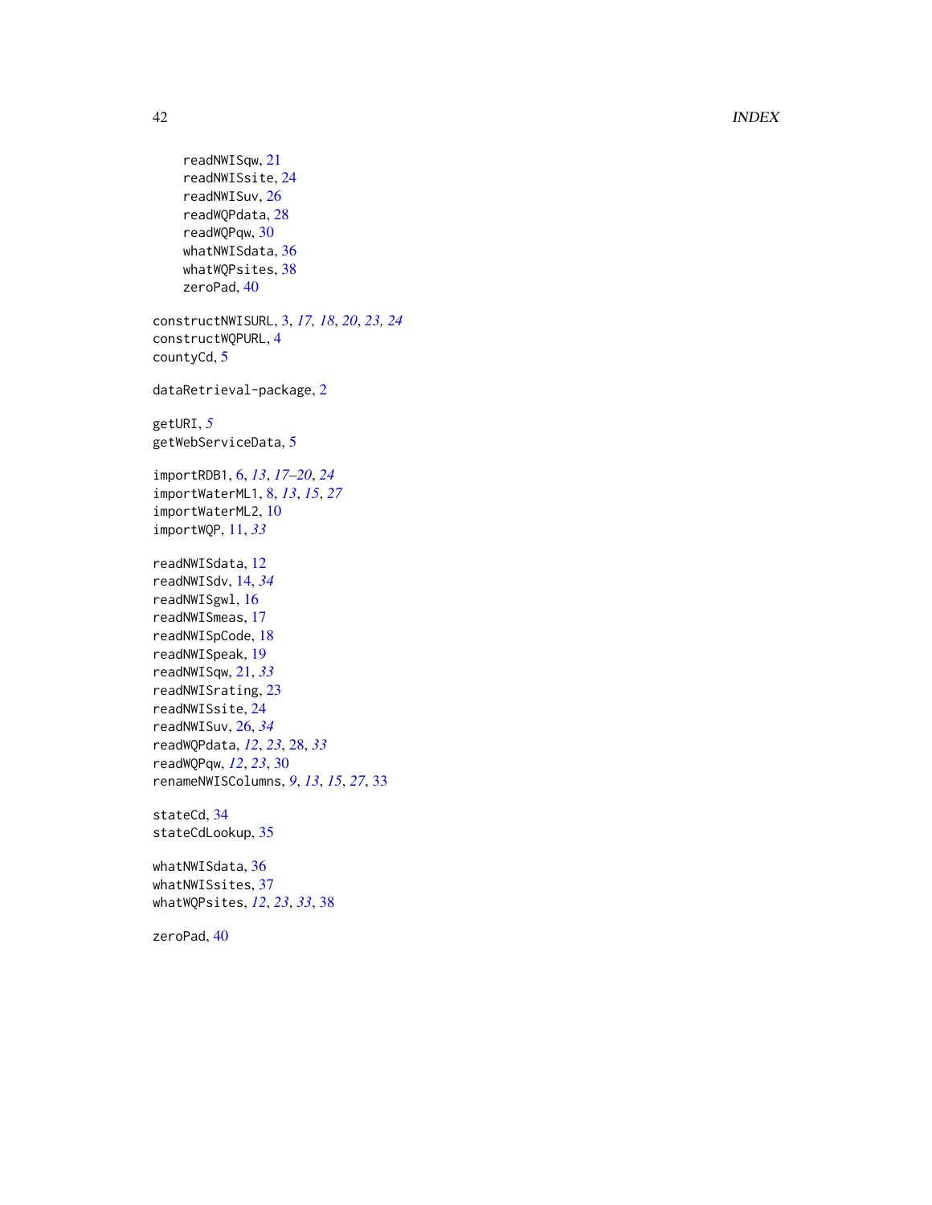readNWISqw, 21
readNWISsite, 24
readNWISuv, 26
readWQPdata, 28
readWQPqw, 30
whatNWISdata, 36
whatWQPsites, 38
zeroPad, 40

constructNWISURL, 3, *17, 18*, *20*, *23, 24*
constructWQPURL, 4
countyCd, 5

dataRetrieval-package, 2

getURI, *5*
getWebServiceData, 5

importRDB1, 6, *13*, *17–20*, *24*
importWaterML1, 8, *13*, *15*, *27*
importWaterML2, 10
importWQP, 11, *33*

readNWISdata, 12
readNWISdv, 14, *34*
readNWISgwl, 16
readNWISmeas, 17
readNWISpCode, 18
readNWISpeak, 19
readNWISqw, 21, *33*
readNWISrating, 23
readNWISsite, 24
readNWISuv, 26, *34*
readWQPdata, *12*, *23*, 28, *33*
readWQPqw, *12*, *23*, 30
renameNWISColumns, *9*, *13*, *15*, *27*, 33

stateCd, 34
stateCdLookup, 35

whatNWISdata, 36
whatNWISsites, 37
whatWQPsites, *12*, *23*, *33*, 38

zeroPad, 40